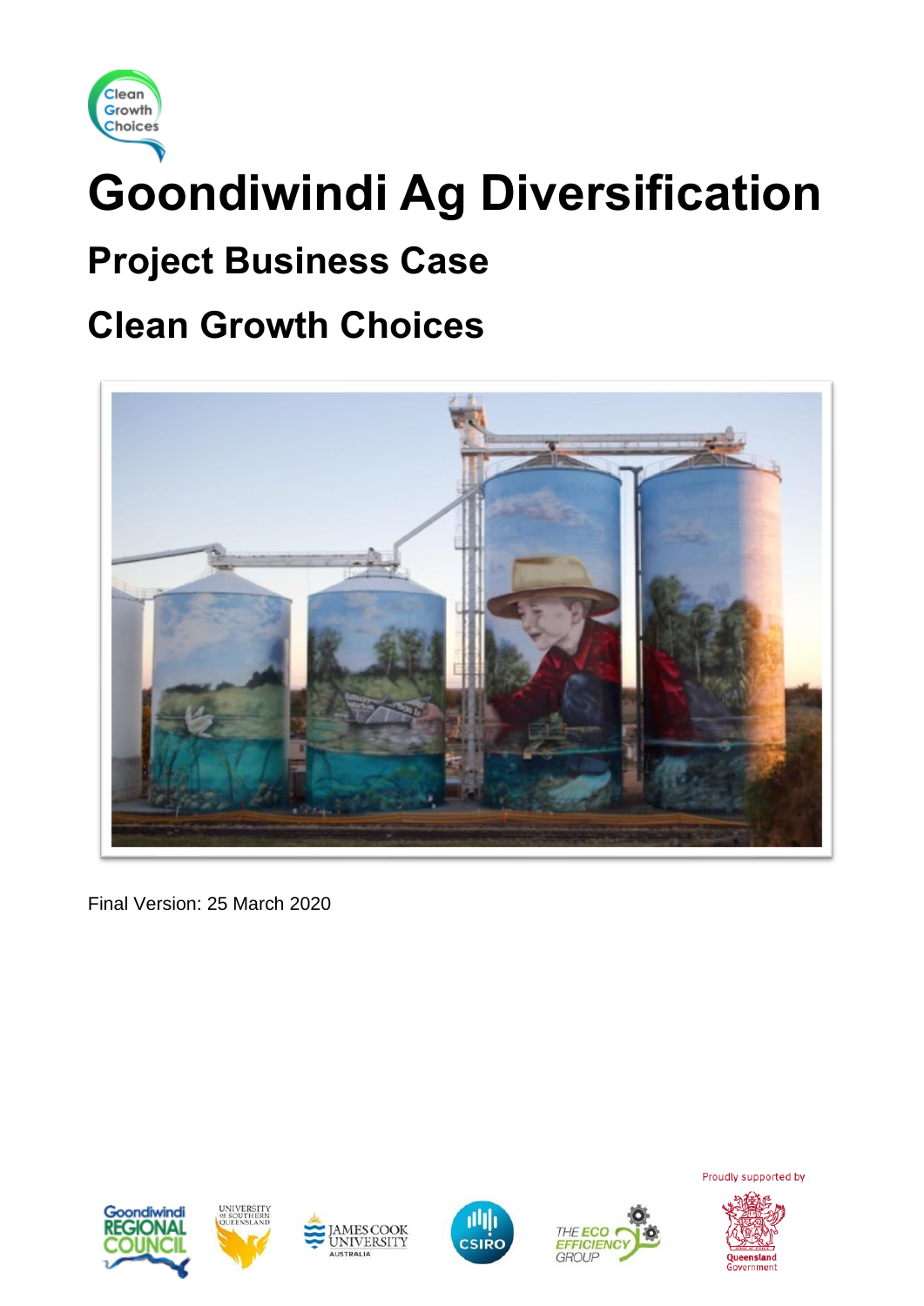# Goondiwindi Ag Diversification

## Project Business Case

## Clean Growth Choices

Final Version: 25 March 2020

Proudly supported by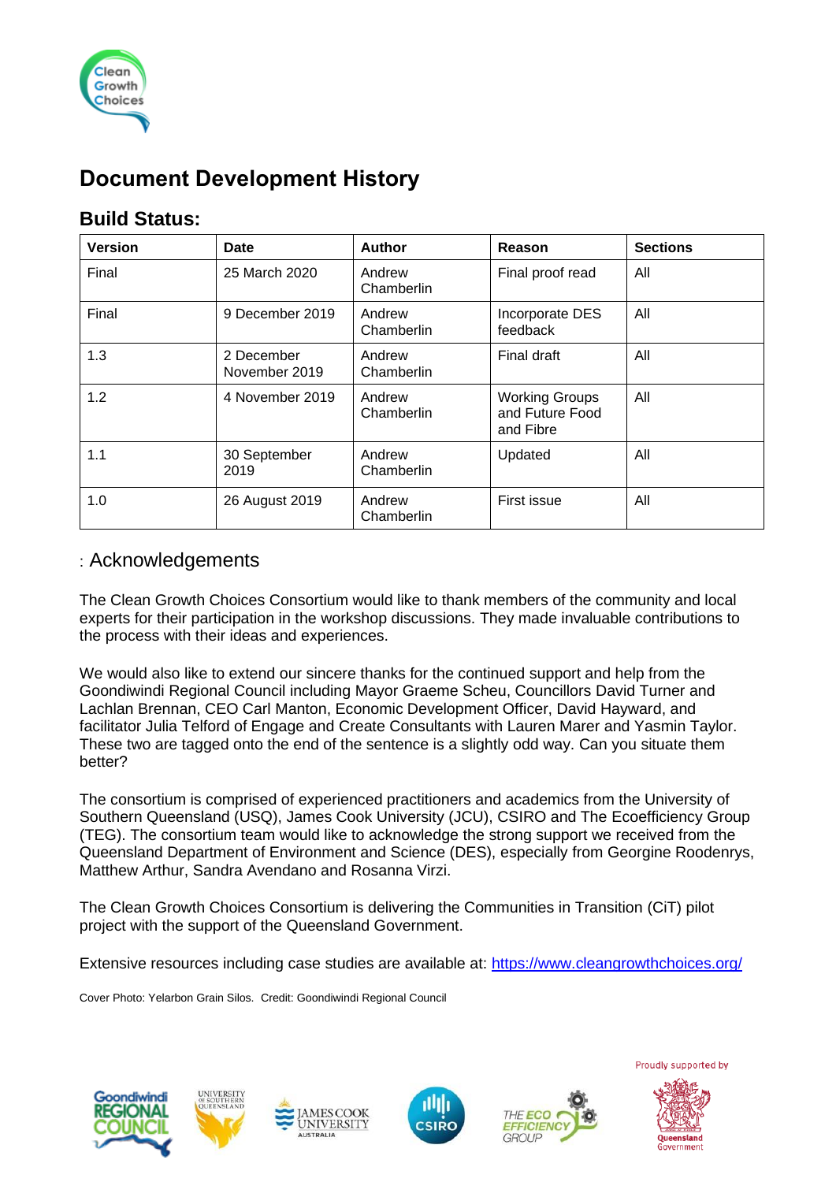# Document Development History

## Build Status:

| Version | Date | Author | Reason | Sections |
|---|---|---|---|---|
| Final | 25 March 2020 | Andrew Chamberlin | Final proof read | All |
| Final | 9 December 2019 | Andrew Chamberlin | Incorporate DES feedback | All |
| 1.3 | 2 December November 2019 | Andrew Chamberlin | Final draft | All |
| 1.2 | 4 November 2019 | Andrew Chamberlin | Working Groups and Future Food and Fibre | All |
| 1.1 | 30 September 2019 | Andrew Chamberlin | Updated | All |
| 1.0 | 26 August 2019 | Andrew Chamberlin | First issue | All |

## : Acknowledgements

The Clean Growth Choices Consortium would like to thank members of the community and local experts for their participation in the workshop discussions. They made invaluable contributions to the process with their ideas and experiences.

We would also like to extend our sincere thanks for the continued support and help from the Goondiwindi Regional Council including Mayor Graeme Scheu, Councillors David Turner and Lachlan Brennan, CEO Carl Manton, Economic Development Officer, David Hayward, and facilitator Julia Telford of Engage and Create Consultants with Lauren Marer and Yasmin Taylor. These two are tagged onto the end of the sentence is a slightly odd way. Can you situate them better?

The consortium is comprised of experienced practitioners and academics from the University of Southern Queensland (USQ), James Cook University (JCU), CSIRO and The Ecoefficiency Group (TEG). The consortium team would like to acknowledge the strong support we received from the Queensland Department of Environment and Science (DES), especially from Georgine Roodenrys, Matthew Arthur, Sandra Avendano and Rosanna Virzi.

The Clean Growth Choices Consortium is delivering the Communities in Transition (CiT) pilot project with the support of the Queensland Government.

Extensive resources including case studies are available at: https://www.cleangrowthchoices.org/

Cover Photo: Yelarbon Grain Silos. Credit: Goondiwindi Regional Council

Proudly supported by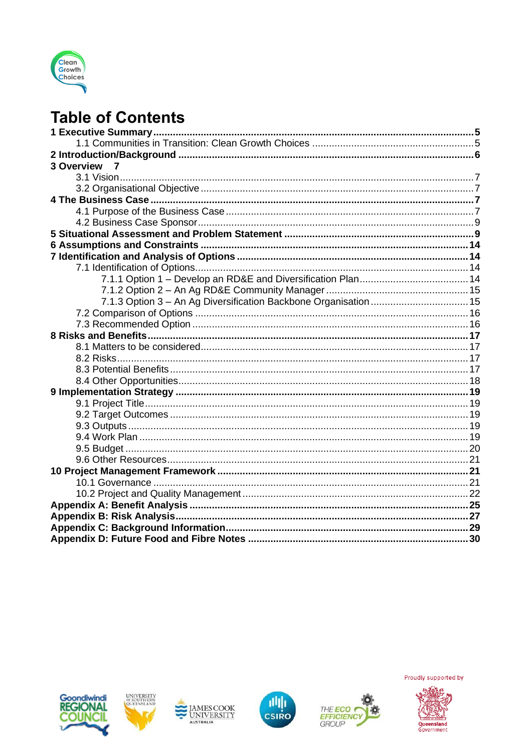# Table of Contents

| | |
|---|---|
| **1 Executive Summary** | **5** |
| 1.1 Communities in Transition: Clean Growth Choices | 5 |
| **2 Introduction/Background** | **6** |
| **3 Overview** | **7** |
| 3.1 Vision | 7 |
| 3.2 Organisational Objective | 7 |
| **4 The Business Case** | **7** |
| 4.1 Purpose of the Business Case | 7 |
| 4.2 Business Case Sponsor | 9 |
| **5 Situational Assessment and Problem Statement** | **9** |
| **6 Assumptions and Constraints** | **14** |
| **7 Identification and Analysis of Options** | **14** |
| 7.1 Identification of Options | 14 |
| 7.1.1 Option 1 – Develop an RD&E and Diversification Plan | 14 |
| 7.1.2 Option 2 – An Ag RD&E Community Manager | 15 |
| 7.1.3 Option 3 – An Ag Diversification Backbone Organisation | 15 |
| 7.2 Comparison of Options | 16 |
| 7.3 Recommended Option | 16 |
| **8 Risks and Benefits** | **17** |
| 8.1 Matters to be considered | 17 |
| 8.2 Risks | 17 |
| 8.3 Potential Benefits | 17 |
| 8.4 Other Opportunities | 18 |
| **9 Implementation Strategy** | **19** |
| 9.1 Project Title | 19 |
| 9.2 Target Outcomes | 19 |
| 9.3 Outputs | 19 |
| 9.4 Work Plan | 19 |
| 9.5 Budget | 20 |
| 9.6 Other Resources | 21 |
| **10 Project Management Framework** | **21** |
| 10.1 Governance | 21 |
| 10.2 Project and Quality Management | 22 |
| **Appendix A: Benefit Analysis** | **25** |
| **Appendix B: Risk Analysis** | **27** |
| **Appendix C: Background Information** | **29** |
| **Appendix D: Future Food and Fibre Notes** | **30** |

Proudly supported by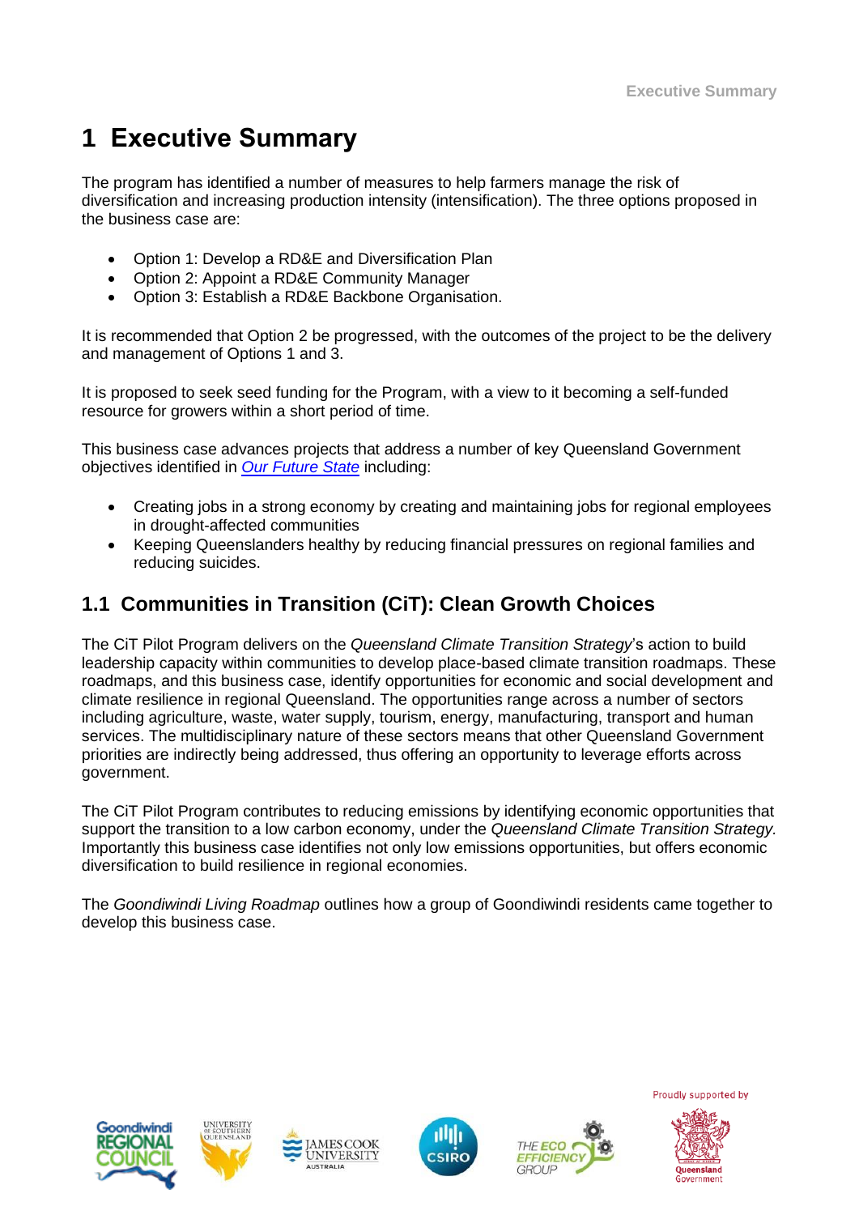# 1 Executive Summary

The program has identified a number of measures to help farmers manage the risk of diversification and increasing production intensity (intensification). The three options proposed in the business case are:

- Option 1: Develop a RD&E and Diversification Plan
- Option 2: Appoint a RD&E Community Manager
- Option 3: Establish a RD&E Backbone Organisation.

It is recommended that Option 2 be progressed, with the outcomes of the project to be the delivery and management of Options 1 and 3.

It is proposed to seek seed funding for the Program, with a view to it becoming a self-funded resource for growers within a short period of time.

This business case advances projects that address a number of key Queensland Government objectives identified in *Our Future State* including:

- Creating jobs in a strong economy by creating and maintaining jobs for regional employees in drought-affected communities
- Keeping Queenslanders healthy by reducing financial pressures on regional families and reducing suicides.

## 1.1 Communities in Transition (CiT): Clean Growth Choices

The CiT Pilot Program delivers on the *Queensland Climate Transition Strategy*'s action to build leadership capacity within communities to develop place-based climate transition roadmaps. These roadmaps, and this business case, identify opportunities for economic and social development and climate resilience in regional Queensland. The opportunities range across a number of sectors including agriculture, waste, water supply, tourism, energy, manufacturing, transport and human services. The multidisciplinary nature of these sectors means that other Queensland Government priorities are indirectly being addressed, thus offering an opportunity to leverage efforts across government.

The CiT Pilot Program contributes to reducing emissions by identifying economic opportunities that support the transition to a low carbon economy, under the *Queensland Climate Transition Strategy*. Importantly this business case identifies not only low emissions opportunities, but offers economic diversification to build resilience in regional economies.

The *Goondiwindi Living Roadmap* outlines how a group of Goondiwindi residents came together to develop this business case.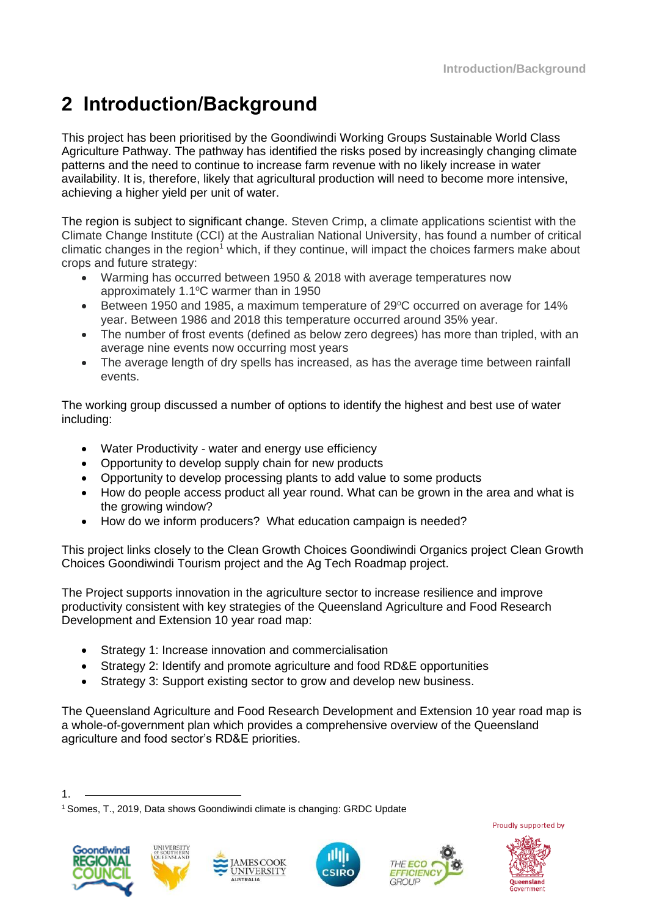# 2 Introduction/Background

This project has been prioritised by the Goondiwindi Working Groups Sustainable World Class Agriculture Pathway. The pathway has identified the risks posed by increasingly changing climate patterns and the need to continue to increase farm revenue with no likely increase in water availability. It is, therefore, likely that agricultural production will need to become more intensive, achieving a higher yield per unit of water.

The region is subject to significant change. Steven Crimp, a climate applications scientist with the Climate Change Institute (CCI) at the Australian National University, has found a number of critical climatic changes in the region[1] which, if they continue, will impact the choices farmers make about crops and future strategy:

- Warming has occurred between 1950 & 2018 with average temperatures now approximately 1.1°C warmer than in 1950
- Between 1950 and 1985, a maximum temperature of 29°C occurred on average for 14% year. Between 1986 and 2018 this temperature occurred around 35% year.
- The number of frost events (defined as below zero degrees) has more than tripled, with an average nine events now occurring most years
- The average length of dry spells has increased, as has the average time between rainfall events.

The working group discussed a number of options to identify the highest and best use of water including:

- Water Productivity - water and energy use efficiency
- Opportunity to develop supply chain for new products
- Opportunity to develop processing plants to add value to some products
- How do people access product all year round. What can be grown in the area and what is the growing window?
- How do we inform producers? What education campaign is needed?

This project links closely to the Clean Growth Choices Goondiwindi Organics project Clean Growth Choices Goondiwindi Tourism project and the Ag Tech Roadmap project.

The Project supports innovation in the agriculture sector to increase resilience and improve productivity consistent with key strategies of the Queensland Agriculture and Food Research Development and Extension 10 year road map:

- Strategy 1: Increase innovation and commercialisation
- Strategy 2: Identify and promote agriculture and food RD&E opportunities
- Strategy 3: Support existing sector to grow and develop new business.

The Queensland Agriculture and Food Research Development and Extension 10 year road map is a whole-of-government plan which provides a comprehensive overview of the Queensland agriculture and food sector's RD&E priorities.

---

[1] Somes, T., 2019, Data shows Goondiwindi climate is changing: GRDC Update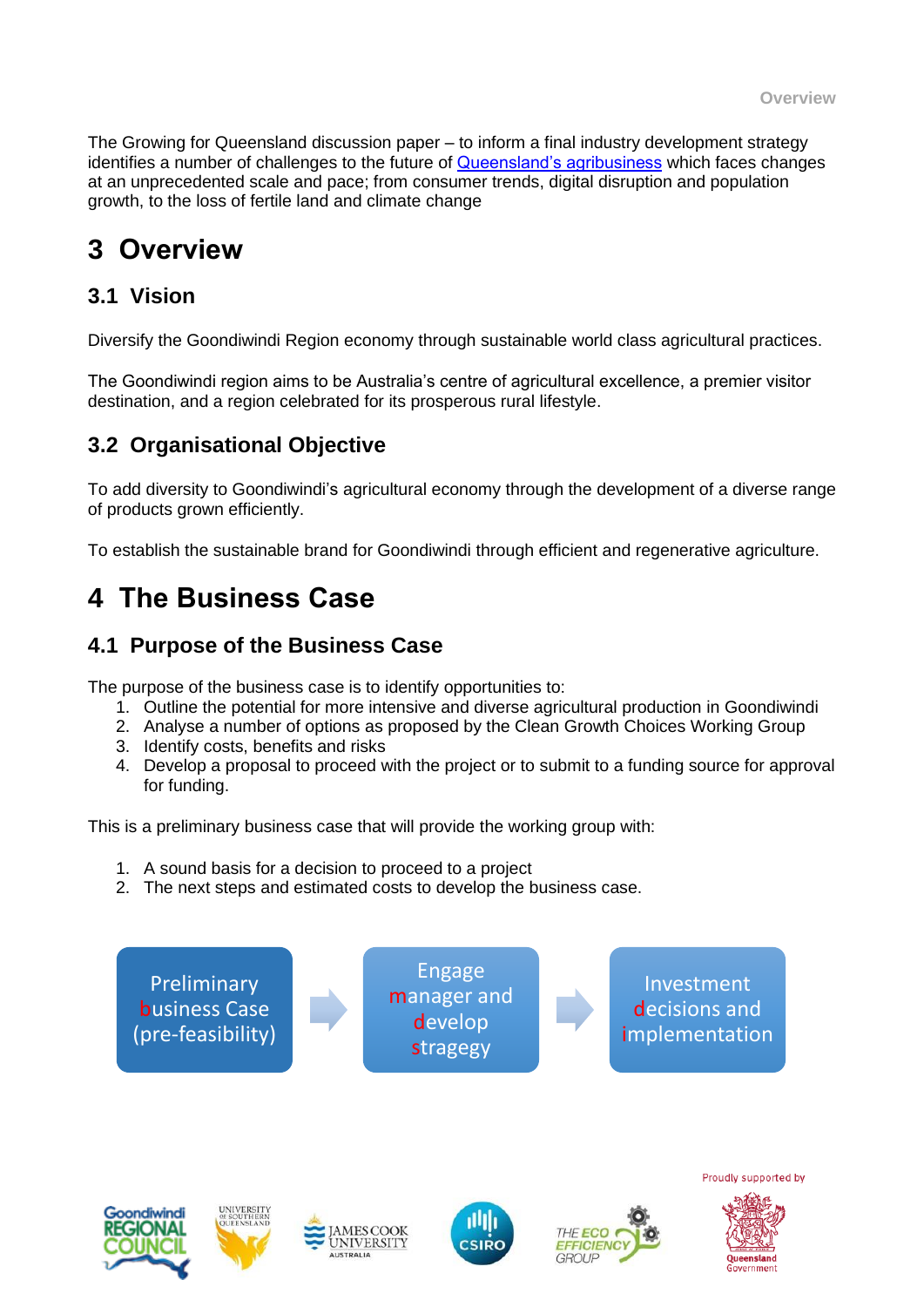The Growing for Queensland discussion paper – to inform a final industry development strategy identifies a number of challenges to the future of Queensland's agribusiness which faces changes at an unprecedented scale and pace; from consumer trends, digital disruption and population growth, to the loss of fertile land and climate change

# 3 Overview

## 3.1 Vision

Diversify the Goondiwindi Region economy through sustainable world class agricultural practices.

The Goondiwindi region aims to be Australia's centre of agricultural excellence, a premier visitor destination, and a region celebrated for its prosperous rural lifestyle.

## 3.2 Organisational Objective

To add diversity to Goondiwindi's agricultural economy through the development of a diverse range of products grown efficiently.

To establish the sustainable brand for Goondiwindi through efficient and regenerative agriculture.

# 4 The Business Case

## 4.1 Purpose of the Business Case

The purpose of the business case is to identify opportunities to:

1. Outline the potential for more intensive and diverse agricultural production in Goondiwindi
2. Analyse a number of options as proposed by the Clean Growth Choices Working Group
3. Identify costs, benefits and risks
4. Develop a proposal to proceed with the project or to submit to a funding source for approval for funding.

This is a preliminary business case that will provide the working group with:

1. A sound basis for a decision to proceed to a project
2. The next steps and estimated costs to develop the business case.

Preliminary business Case (pre-feasibility) → Engage manager and develop stragegy → Investment decisions and implementation

Proudly supported by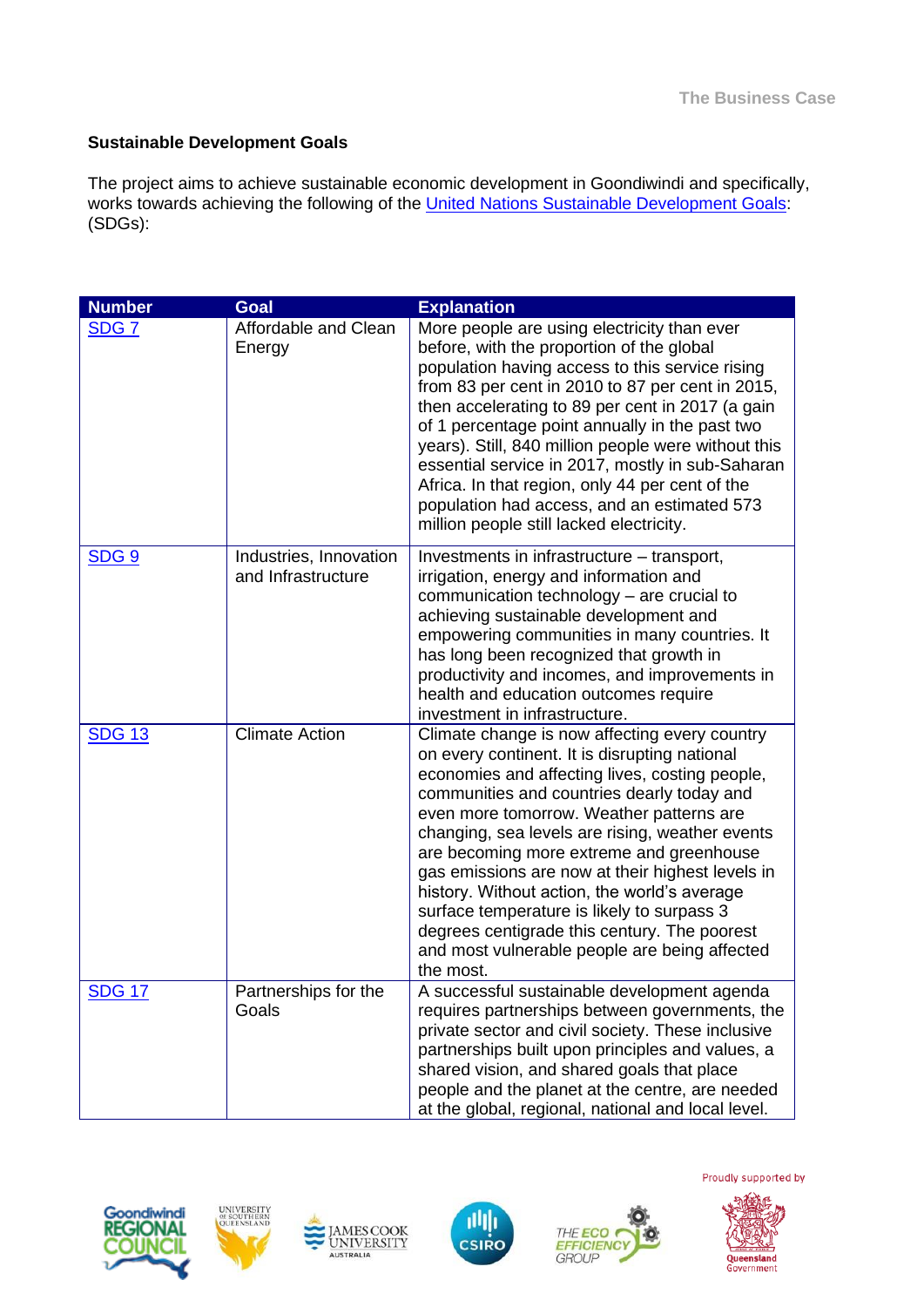## Sustainable Development Goals

The project aims to achieve sustainable economic development in Goondiwindi and specifically, works towards achieving the following of the United Nations Sustainable Development Goals: (SDGs):

| Number | Goal | Explanation |
|---|---|---|
| SDG 7 | Affordable and Clean Energy | More people are using electricity than ever before, with the proportion of the global population having access to this service rising from 83 per cent in 2010 to 87 per cent in 2015, then accelerating to 89 per cent in 2017 (a gain of 1 percentage point annually in the past two years). Still, 840 million people were without this essential service in 2017, mostly in sub-Saharan Africa. In that region, only 44 per cent of the population had access, and an estimated 573 million people still lacked electricity. |
| SDG 9 | Industries, Innovation and Infrastructure | Investments in infrastructure – transport, irrigation, energy and information and communication technology – are crucial to achieving sustainable development and empowering communities in many countries. It has long been recognized that growth in productivity and incomes, and improvements in health and education outcomes require investment in infrastructure. |
| SDG 13 | Climate Action | Climate change is now affecting every country on every continent. It is disrupting national economies and affecting lives, costing people, communities and countries dearly today and even more tomorrow. Weather patterns are changing, sea levels are rising, weather events are becoming more extreme and greenhouse gas emissions are now at their highest levels in history. Without action, the world's average surface temperature is likely to surpass 3 degrees centigrade this century. The poorest and most vulnerable people are being affected the most. |
| SDG 17 | Partnerships for the Goals | A successful sustainable development agenda requires partnerships between governments, the private sector and civil society. These inclusive partnerships built upon principles and values, a shared vision, and shared goals that place people and the planet at the centre, are needed at the global, regional, national and local level. |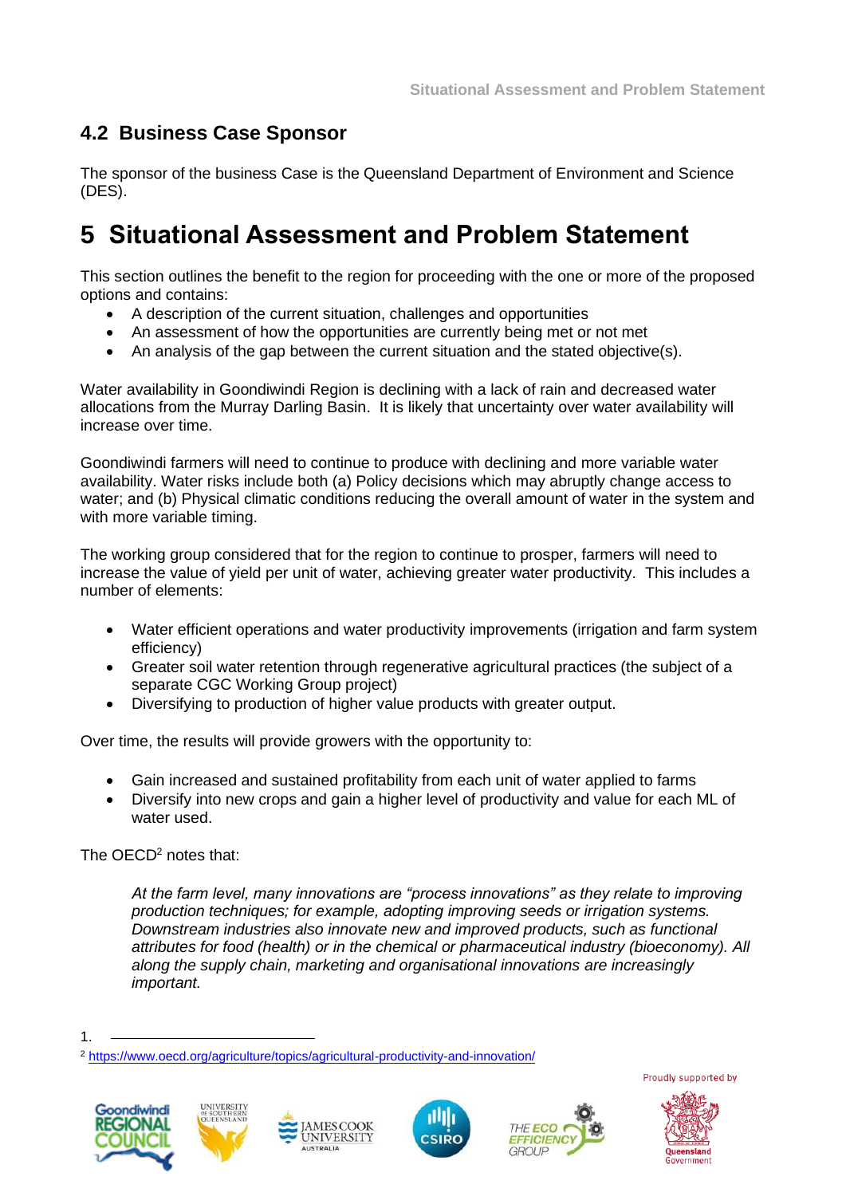## 4.2 Business Case Sponsor

The sponsor of the business Case is the Queensland Department of Environment and Science (DES).

# 5 Situational Assessment and Problem Statement

This section outlines the benefit to the region for proceeding with the one or more of the proposed options and contains:

- A description of the current situation, challenges and opportunities
- An assessment of how the opportunities are currently being met or not met
- An analysis of the gap between the current situation and the stated objective(s).

Water availability in Goondiwindi Region is declining with a lack of rain and decreased water allocations from the Murray Darling Basin. It is likely that uncertainty over water availability will increase over time.

Goondiwindi farmers will need to continue to produce with declining and more variable water availability. Water risks include both (a) Policy decisions which may abruptly change access to water; and (b) Physical climatic conditions reducing the overall amount of water in the system and with more variable timing.

The working group considered that for the region to continue to prosper, farmers will need to increase the value of yield per unit of water, achieving greater water productivity. This includes a number of elements:

- Water efficient operations and water productivity improvements (irrigation and farm system efficiency)
- Greater soil water retention through regenerative agricultural practices (the subject of a separate CGC Working Group project)
- Diversifying to production of higher value products with greater output.

Over time, the results will provide growers with the opportunity to:

- Gain increased and sustained profitability from each unit of water applied to farms
- Diversify into new crops and gain a higher level of productivity and value for each ML of water used.

The OECD[2] notes that:

> *At the farm level, many innovations are "process innovations" as they relate to improving production techniques; for example, adopting improving seeds or irrigation systems. Downstream industries also innovate new and improved products, such as functional attributes for food (health) or in the chemical or pharmaceutical industry (bioeconomy). All along the supply chain, marketing and organisational innovations are increasingly important.*

1.

[2] https://www.oecd.org/agriculture/topics/agricultural-productivity-and-innovation/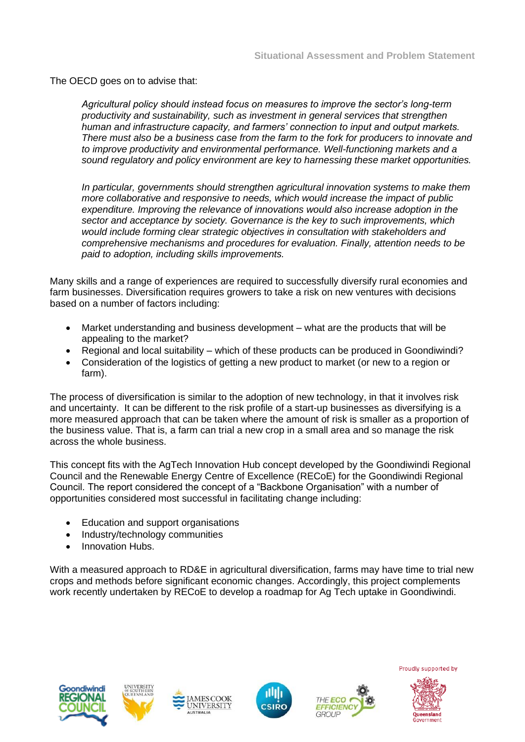The OECD goes on to advise that:

> *Agricultural policy should instead focus on measures to improve the sector's long-term productivity and sustainability, such as investment in general services that strengthen human and infrastructure capacity, and farmers' connection to input and output markets. There must also be a business case from the farm to the fork for producers to innovate and to improve productivity and environmental performance. Well-functioning markets and a sound regulatory and policy environment are key to harnessing these market opportunities.*
>
> *In particular, governments should strengthen agricultural innovation systems to make them more collaborative and responsive to needs, which would increase the impact of public expenditure. Improving the relevance of innovations would also increase adoption in the sector and acceptance by society. Governance is the key to such improvements, which would include forming clear strategic objectives in consultation with stakeholders and comprehensive mechanisms and procedures for evaluation. Finally, attention needs to be paid to adoption, including skills improvements.*

Many skills and a range of experiences are required to successfully diversify rural economies and farm businesses. Diversification requires growers to take a risk on new ventures with decisions based on a number of factors including:

- Market understanding and business development – what are the products that will be appealing to the market?
- Regional and local suitability – which of these products can be produced in Goondiwindi?
- Consideration of the logistics of getting a new product to market (or new to a region or farm).

The process of diversification is similar to the adoption of new technology, in that it involves risk and uncertainty. It can be different to the risk profile of a start-up businesses as diversifying is a more measured approach that can be taken where the amount of risk is smaller as a proportion of the business value. That is, a farm can trial a new crop in a small area and so manage the risk across the whole business.

This concept fits with the AgTech Innovation Hub concept developed by the Goondiwindi Regional Council and the Renewable Energy Centre of Excellence (RECoE) for the Goondiwindi Regional Council. The report considered the concept of a "Backbone Organisation" with a number of opportunities considered most successful in facilitating change including:

- Education and support organisations
- Industry/technology communities
- Innovation Hubs.

With a measured approach to RD&E in agricultural diversification, farms may have time to trial new crops and methods before significant economic changes. Accordingly, this project complements work recently undertaken by RECoE to develop a roadmap for Ag Tech uptake in Goondiwindi.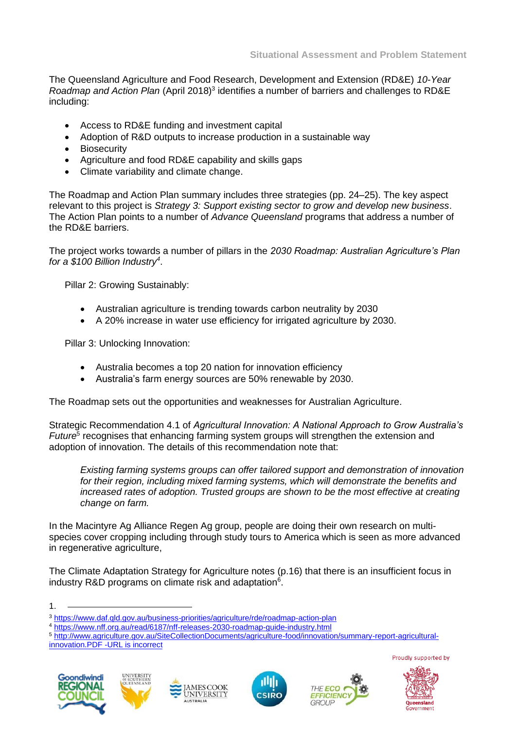The Queensland Agriculture and Food Research, Development and Extension (RD&E) *10-Year Roadmap and Action Plan* (April 2018)[3] identifies a number of barriers and challenges to RD&E including:

- Access to RD&E funding and investment capital
- Adoption of R&D outputs to increase production in a sustainable way
- Biosecurity
- Agriculture and food RD&E capability and skills gaps
- Climate variability and climate change.

The Roadmap and Action Plan summary includes three strategies (pp. 24–25). The key aspect relevant to this project is *Strategy 3: Support existing sector to grow and develop new business*. The Action Plan points to a number of *Advance Queensland* programs that address a number of the RD&E barriers.

The project works towards a number of pillars in the *2030 Roadmap: Australian Agriculture's Plan for a $100 Billion Industry*[4].

Pillar 2: Growing Sustainably:

- Australian agriculture is trending towards carbon neutrality by 2030
- A 20% increase in water use efficiency for irrigated agriculture by 2030.

Pillar 3: Unlocking Innovation:

- Australia becomes a top 20 nation for innovation efficiency
- Australia's farm energy sources are 50% renewable by 2030.

The Roadmap sets out the opportunities and weaknesses for Australian Agriculture.

Strategic Recommendation 4.1 of *Agricultural Innovation: A National Approach to Grow Australia's Future*[5] recognises that enhancing farming system groups will strengthen the extension and adoption of innovation. The details of this recommendation note that:

> *Existing farming systems groups can offer tailored support and demonstration of innovation for their region, including mixed farming systems, which will demonstrate the benefits and increased rates of adoption. Trusted groups are shown to be the most effective at creating change on farm.*

In the Macintyre Ag Alliance Regen Ag group, people are doing their own research on multi-species cover cropping including through study tours to America which is seen as more advanced in regenerative agriculture,

The Climate Adaptation Strategy for Agriculture notes (p.16) that there is an insufficient focus in industry R&D programs on climate risk and adaptation[6].

1.

[3] https://www.daf.qld.gov.au/business-priorities/agriculture/rde/roadmap-action-plan
[4] https://www.nff.org.au/read/6187/nff-releases-2030-roadmap-guide-industry.html
[5] http://www.agriculture.gov.au/SiteCollectionDocuments/agriculture-food/innovation/summary-report-agricultural-innovation.PDF -URL is incorrect

Proudly supported by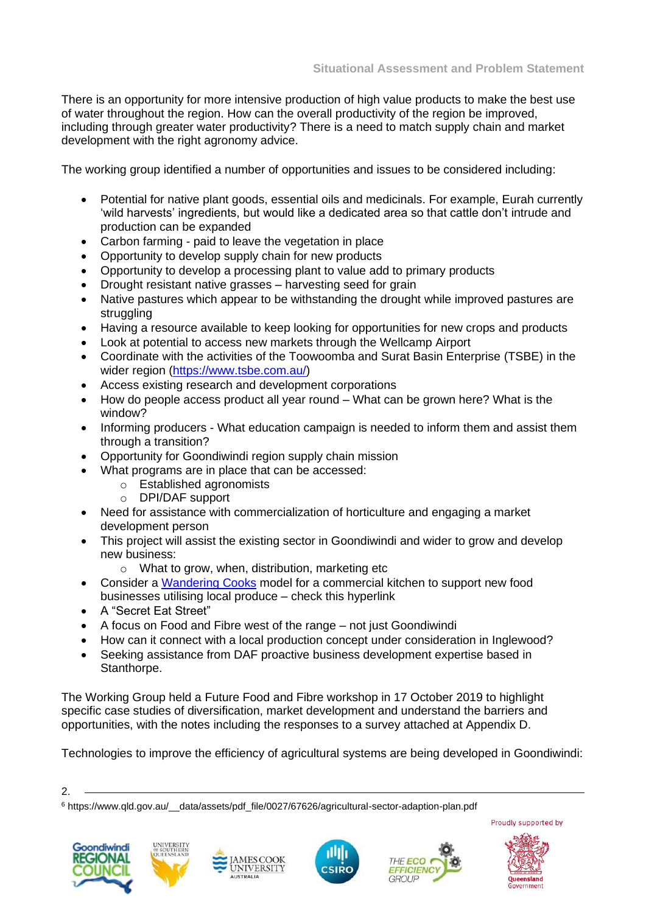There is an opportunity for more intensive production of high value products to make the best use of water throughout the region. How can the overall productivity of the region be improved, including through greater water productivity? There is a need to match supply chain and market development with the right agronomy advice.

The working group identified a number of opportunities and issues to be considered including:

- Potential for native plant goods, essential oils and medicinals. For example, Eurah currently 'wild harvests' ingredients, but would like a dedicated area so that cattle don't intrude and production can be expanded
- Carbon farming - paid to leave the vegetation in place
- Opportunity to develop supply chain for new products
- Opportunity to develop a processing plant to value add to primary products
- Drought resistant native grasses – harvesting seed for grain
- Native pastures which appear to be withstanding the drought while improved pastures are struggling
- Having a resource available to keep looking for opportunities for new crops and products
- Look at potential to access new markets through the Wellcamp Airport
- Coordinate with the activities of the Toowoomba and Surat Basin Enterprise (TSBE) in the wider region (https://www.tsbe.com.au/)
- Access existing research and development corporations
- How do people access product all year round – What can be grown here? What is the window?
- Informing producers - What education campaign is needed to inform them and assist them through a transition?
- Opportunity for Goondiwindi region supply chain mission
- What programs are in place that can be accessed:
  - Established agronomists
  - DPI/DAF support
- Need for assistance with commercialization of horticulture and engaging a market development person
- This project will assist the existing sector in Goondiwindi and wider to grow and develop new business:
  - What to grow, when, distribution, marketing etc
- Consider a Wandering Cooks model for a commercial kitchen to support new food businesses utilising local produce – check this hyperlink
- A "Secret Eat Street"
- A focus on Food and Fibre west of the range – not just Goondiwindi
- How can it connect with a local production concept under consideration in Inglewood?
- Seeking assistance from DAF proactive business development expertise based in Stanthorpe.

The Working Group held a Future Food and Fibre workshop in 17 October 2019 to highlight specific case studies of diversification, market development and understand the barriers and opportunities, with the notes including the responses to a survey attached at Appendix D.

Technologies to improve the efficiency of agricultural systems are being developed in Goondiwindi:

[6] https://www.qld.gov.au/__data/assets/pdf_file/0027/67626/agricultural-sector-adaption-plan.pdf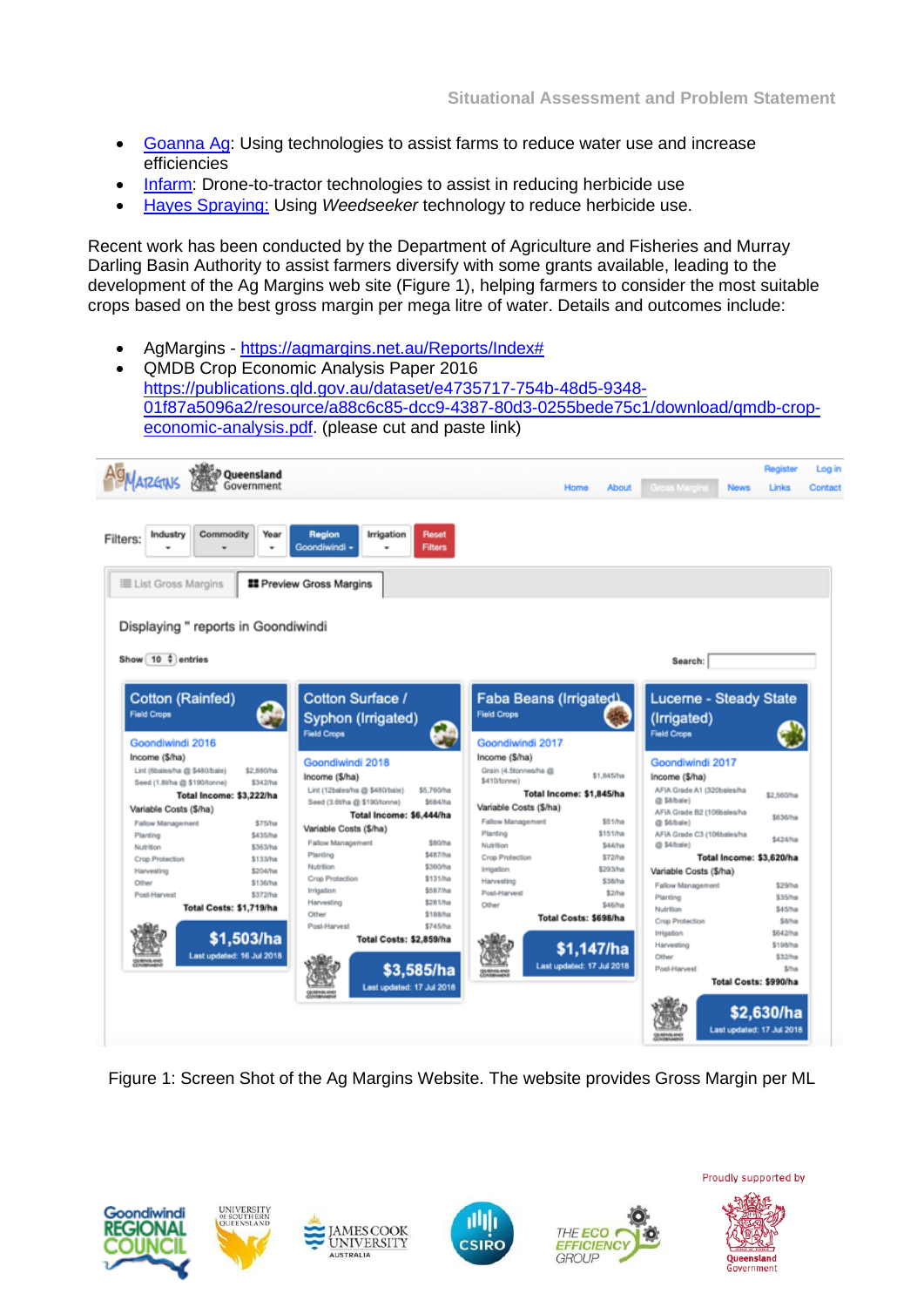- Goanna Ag: Using technologies to assist farms to reduce water use and increase efficiencies
- Infarm: Drone-to-tractor technologies to assist in reducing herbicide use
- Hayes Spraying: Using *Weedseeker* technology to reduce herbicide use.

Recent work has been conducted by the Department of Agriculture and Fisheries and Murray Darling Basin Authority to assist farmers diversify with some grants available, leading to the development of the Ag Margins web site (Figure 1), helping farmers to consider the most suitable crops based on the best gross margin per mega litre of water. Details and outcomes include:

- AgMargins - https://agmargins.net.au/Reports/Index#
- QMDB Crop Economic Analysis Paper 2016 https://publications.qld.gov.au/dataset/e4735717-754b-48d5-9348-01f87a5096a2/resource/a88c6c85-dcc9-4387-80d3-0255bede75c1/download/qmdb-crop-economic-analysis.pdf. (please cut and paste link)

Figure 1: Screen Shot of the Ag Margins Website. The website provides Gross Margin per ML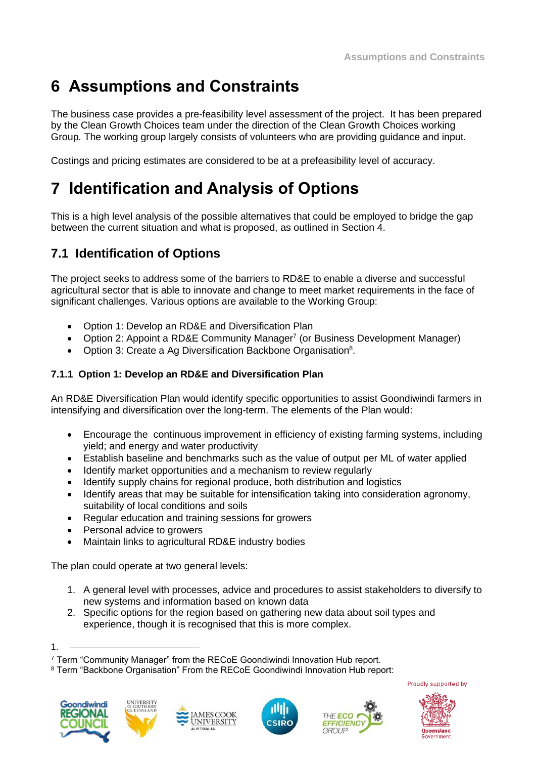# 6 Assumptions and Constraints

The business case provides a pre-feasibility level assessment of the project. It has been prepared by the Clean Growth Choices team under the direction of the Clean Growth Choices working Group. The working group largely consists of volunteers who are providing guidance and input.

Costings and pricing estimates are considered to be at a prefeasibility level of accuracy.

# 7 Identification and Analysis of Options

This is a high level analysis of the possible alternatives that could be employed to bridge the gap between the current situation and what is proposed, as outlined in Section 4.

## 7.1 Identification of Options

The project seeks to address some of the barriers to RD&E to enable a diverse and successful agricultural sector that is able to innovate and change to meet market requirements in the face of significant challenges. Various options are available to the Working Group:

- Option 1: Develop an RD&E and Diversification Plan
- Option 2: Appoint a RD&E Community Manager[7] (or Business Development Manager)
- Option 3: Create a Ag Diversification Backbone Organisation[8].

### 7.1.1 Option 1: Develop an RD&E and Diversification Plan

An RD&E Diversification Plan would identify specific opportunities to assist Goondiwindi farmers in intensifying and diversification over the long-term. The elements of the Plan would:

- Encourage the continuous improvement in efficiency of existing farming systems, including yield; and energy and water productivity
- Establish baseline and benchmarks such as the value of output per ML of water applied
- Identify market opportunities and a mechanism to review regularly
- Identify supply chains for regional produce, both distribution and logistics
- Identify areas that may be suitable for intensification taking into consideration agronomy, suitability of local conditions and soils
- Regular education and training sessions for growers
- Personal advice to growers
- Maintain links to agricultural RD&E industry bodies

The plan could operate at two general levels:

1. A general level with processes, advice and procedures to assist stakeholders to diversify to new systems and information based on known data
2. Specific options for the region based on gathering new data about soil types and experience, though it is recognised that this is more complex.

[7] Term "Community Manager" from the RECoE Goondiwindi Innovation Hub report.

[8] Term "Backbone Organisation" From the RECoE Goondiwindi Innovation Hub report: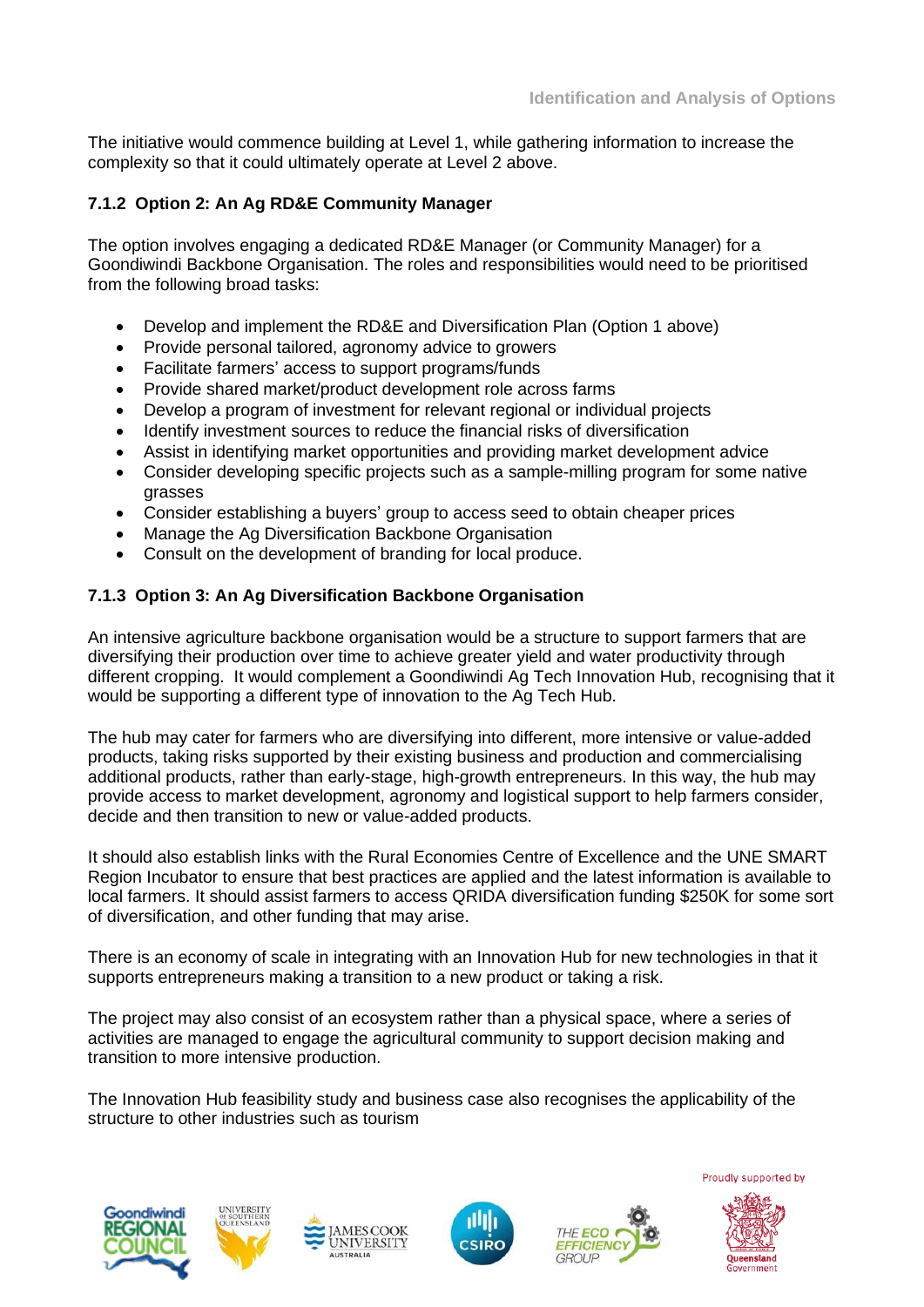The initiative would commence building at Level 1, while gathering information to increase the complexity so that it could ultimately operate at Level 2 above.

### 7.1.2 Option 2: An Ag RD&E Community Manager

The option involves engaging a dedicated RD&E Manager (or Community Manager) for a Goondiwindi Backbone Organisation. The roles and responsibilities would need to be prioritised from the following broad tasks:

- Develop and implement the RD&E and Diversification Plan (Option 1 above)
- Provide personal tailored, agronomy advice to growers
- Facilitate farmers' access to support programs/funds
- Provide shared market/product development role across farms
- Develop a program of investment for relevant regional or individual projects
- Identify investment sources to reduce the financial risks of diversification
- Assist in identifying market opportunities and providing market development advice
- Consider developing specific projects such as a sample-milling program for some native grasses
- Consider establishing a buyers' group to access seed to obtain cheaper prices
- Manage the Ag Diversification Backbone Organisation
- Consult on the development of branding for local produce.

### 7.1.3 Option 3: An Ag Diversification Backbone Organisation

An intensive agriculture backbone organisation would be a structure to support farmers that are diversifying their production over time to achieve greater yield and water productivity through different cropping. It would complement a Goondiwindi Ag Tech Innovation Hub, recognising that it would be supporting a different type of innovation to the Ag Tech Hub.

The hub may cater for farmers who are diversifying into different, more intensive or value-added products, taking risks supported by their existing business and production and commercialising additional products, rather than early-stage, high-growth entrepreneurs. In this way, the hub may provide access to market development, agronomy and logistical support to help farmers consider, decide and then transition to new or value-added products.

It should also establish links with the Rural Economies Centre of Excellence and the UNE SMART Region Incubator to ensure that best practices are applied and the latest information is available to local farmers. It should assist farmers to access QRIDA diversification funding $250K for some sort of diversification, and other funding that may arise.

There is an economy of scale in integrating with an Innovation Hub for new technologies in that it supports entrepreneurs making a transition to a new product or taking a risk.

The project may also consist of an ecosystem rather than a physical space, where a series of activities are managed to engage the agricultural community to support decision making and transition to more intensive production.

The Innovation Hub feasibility study and business case also recognises the applicability of the structure to other industries such as tourism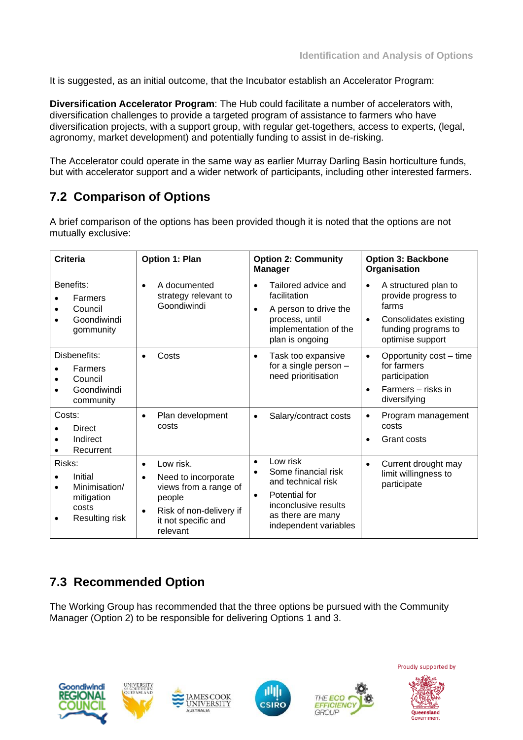It is suggested, as an initial outcome, that the Incubator establish an Accelerator Program:

**Diversification Accelerator Program**: The Hub could facilitate a number of accelerators with, diversification challenges to provide a targeted program of assistance to farmers who have diversification projects, with a support group, with regular get-togethers, access to experts, (legal, agronomy, market development) and potentially funding to assist in de-risking.

The Accelerator could operate in the same way as earlier Murray Darling Basin horticulture funds, but with accelerator support and a wider network of participants, including other interested farmers.

## 7.2 Comparison of Options

A brief comparison of the options has been provided though it is noted that the options are not mutually exclusive:

| Criteria | Option 1: Plan | Option 2: Community Manager | Option 3: Backbone Organisation |
|---|---|---|---|
| Benefits:<br>• Farmers<br>• Council<br>• Goondiwindi gommunity | • A documented strategy relevant to Goondiwindi | • Tailored advice and facilitation<br>• A person to drive the process, until implementation of the plan is ongoing | • A structured plan to provide progress to farms<br>• Consolidates existing funding programs to optimise support |
| Disbenefits:<br>• Farmers<br>• Council<br>• Goondiwindi community | • Costs | • Task too expansive for a single person – need prioritisation | • Opportunity cost – time for farmers participation<br>• Farmers – risks in diversifying |
| Costs:<br>• Direct<br>• Indirect<br>• Recurrent | • Plan development costs | • Salary/contract costs | • Program management costs<br>• Grant costs |
| Risks:<br>• Initial<br>• Minimisation/ mitigation costs<br>• Resulting risk | • Low risk.<br>• Need to incorporate views from a range of people<br>• Risk of non-delivery if it not specific and relevant | • Low risk<br>• Some financial risk and technical risk<br>• Potential for inconclusive results as there are many independent variables | • Current drought may limit willingness to participate |

## 7.3 Recommended Option

The Working Group has recommended that the three options be pursued with the Community Manager (Option 2) to be responsible for delivering Options 1 and 3.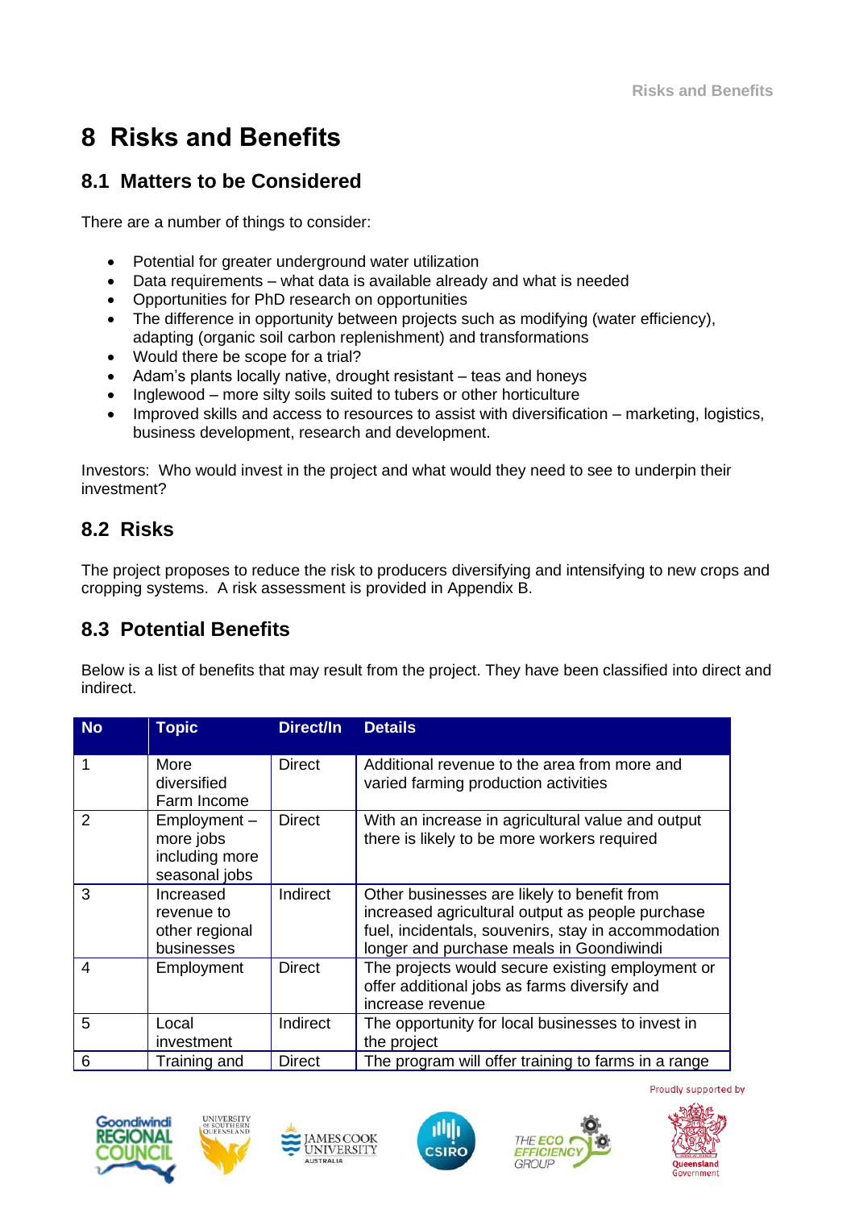# 8 Risks and Benefits

## 8.1 Matters to be Considered

There are a number of things to consider:

- Potential for greater underground water utilization
- Data requirements – what data is available already and what is needed
- Opportunities for PhD research on opportunities
- The difference in opportunity between projects such as modifying (water efficiency), adapting (organic soil carbon replenishment) and transformations
- Would there be scope for a trial?
- Adam's plants locally native, drought resistant – teas and honeys
- Inglewood – more silty soils suited to tubers or other horticulture
- Improved skills and access to resources to assist with diversification – marketing, logistics, business development, research and development.

Investors: Who would invest in the project and what would they need to see to underpin their investment?

## 8.2 Risks

The project proposes to reduce the risk to producers diversifying and intensifying to new crops and cropping systems. A risk assessment is provided in Appendix B.

## 8.3 Potential Benefits

Below is a list of benefits that may result from the project. They have been classified into direct and indirect.

| No | Topic | Direct/In | Details |
|---|---|---|---|
| 1 | More diversified Farm Income | Direct | Additional revenue to the area from more and varied farming production activities |
| 2 | Employment – more jobs including more seasonal jobs | Direct | With an increase in agricultural value and output there is likely to be more workers required |
| 3 | Increased revenue to other regional businesses | Indirect | Other businesses are likely to benefit from increased agricultural output as people purchase fuel, incidentals, souvenirs, stay in accommodation longer and purchase meals in Goondiwindi |
| 4 | Employment | Direct | The projects would secure existing employment or offer additional jobs as farms diversify and increase revenue |
| 5 | Local investment | Indirect | The opportunity for local businesses to invest in the project |
| 6 | Training and | Direct | The program will offer training to farms in a range |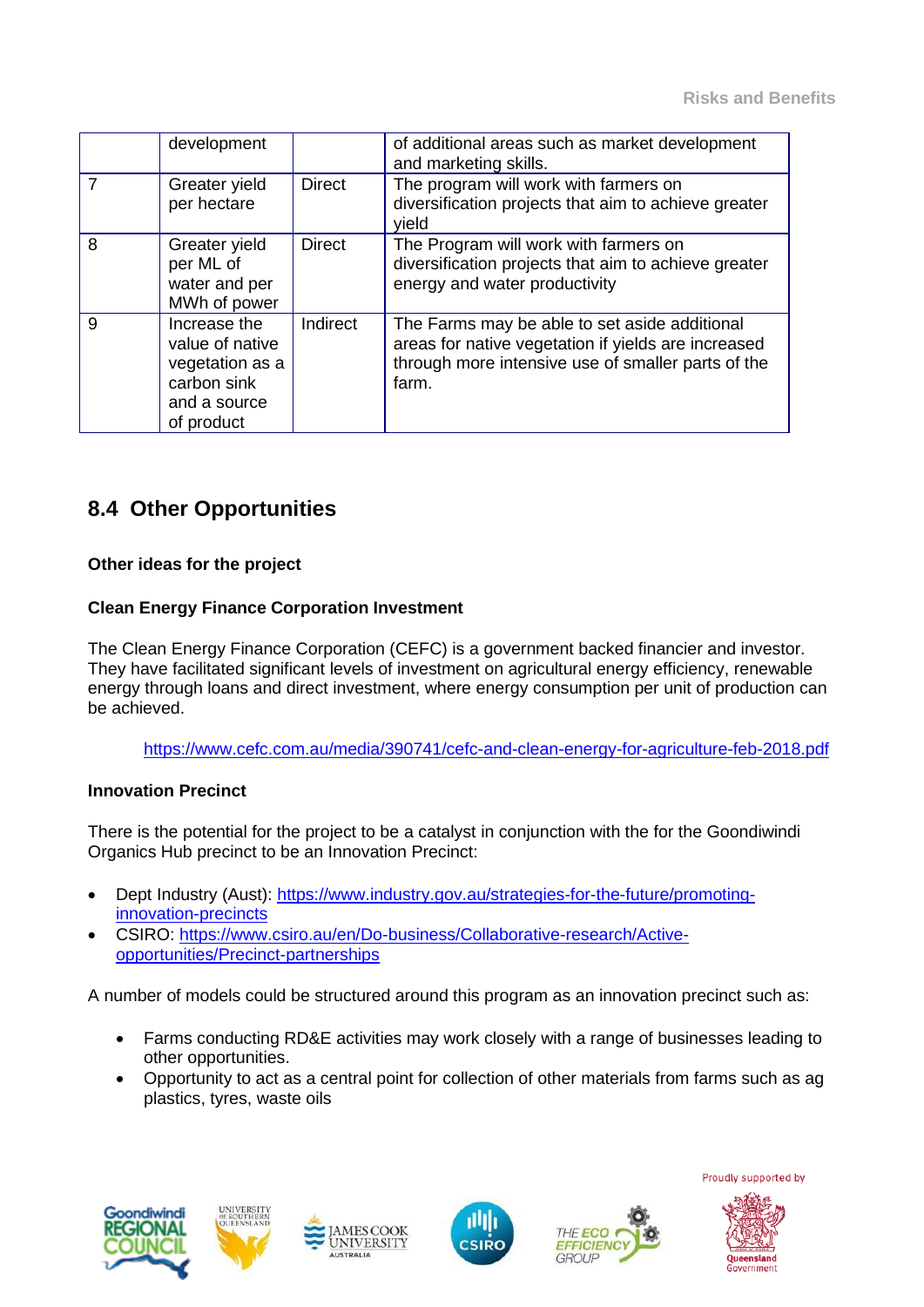| | development | | of additional areas such as market development and marketing skills. |
|---|---|---|---|
| 7 | Greater yield per hectare | Direct | The program will work with farmers on diversification projects that aim to achieve greater yield |
| 8 | Greater yield per ML of water and per MWh of power | Direct | The Program will work with farmers on diversification projects that aim to achieve greater energy and water productivity |
| 9 | Increase the value of native vegetation as a carbon sink and a source of product | Indirect | The Farms may be able to set aside additional areas for native vegetation if yields are increased through more intensive use of smaller parts of the farm. |

## 8.4 Other Opportunities

**Other ideas for the project**

**Clean Energy Finance Corporation Investment**

The Clean Energy Finance Corporation (CEFC) is a government backed financier and investor. They have facilitated significant levels of investment on agricultural energy efficiency, renewable energy through loans and direct investment, where energy consumption per unit of production can be achieved.

https://www.cefc.com.au/media/390741/cefc-and-clean-energy-for-agriculture-feb-2018.pdf

**Innovation Precinct**

There is the potential for the project to be a catalyst in conjunction with the for the Goondiwindi Organics Hub precinct to be an Innovation Precinct:

- Dept Industry (Aust): https://www.industry.gov.au/strategies-for-the-future/promoting-innovation-precincts
- CSIRO: https://www.csiro.au/en/Do-business/Collaborative-research/Active-opportunities/Precinct-partnerships

A number of models could be structured around this program as an innovation precinct such as:

- Farms conducting RD&E activities may work closely with a range of businesses leading to other opportunities.
- Opportunity to act as a central point for collection of other materials from farms such as ag plastics, tyres, waste oils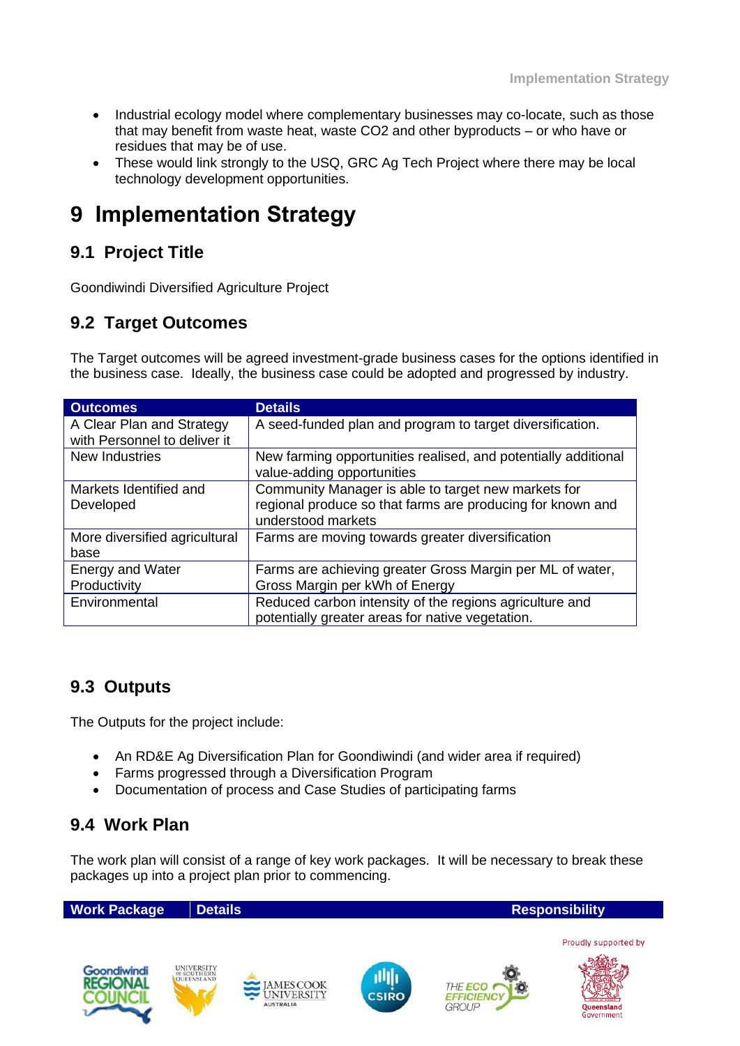- Industrial ecology model where complementary businesses may co-locate, such as those that may benefit from waste heat, waste CO2 and other byproducts – or who have or residues that may be of use.
- These would link strongly to the USQ, GRC Ag Tech Project where there may be local technology development opportunities.

# 9 Implementation Strategy

## 9.1 Project Title

Goondiwindi Diversified Agriculture Project

## 9.2 Target Outcomes

The Target outcomes will be agreed investment-grade business cases for the options identified in the business case. Ideally, the business case could be adopted and progressed by industry.

| Outcomes | Details |
|---|---|
| A Clear Plan and Strategy with Personnel to deliver it | A seed-funded plan and program to target diversification. |
| New Industries | New farming opportunities realised, and potentially additional value-adding opportunities |
| Markets Identified and Developed | Community Manager is able to target new markets for regional produce so that farms are producing for known and understood markets |
| More diversified agricultural base | Farms are moving towards greater diversification |
| Energy and Water Productivity | Farms are achieving greater Gross Margin per ML of water, Gross Margin per kWh of Energy |
| Environmental | Reduced carbon intensity of the regions agriculture and potentially greater areas for native vegetation. |

## 9.3 Outputs

The Outputs for the project include:

- An RD&E Ag Diversification Plan for Goondiwindi (and wider area if required)
- Farms progressed through a Diversification Program
- Documentation of process and Case Studies of participating farms

## 9.4 Work Plan

The work plan will consist of a range of key work packages. It will be necessary to break these packages up into a project plan prior to commencing.

| Work Package | Details | Responsibility |
|---|---|---|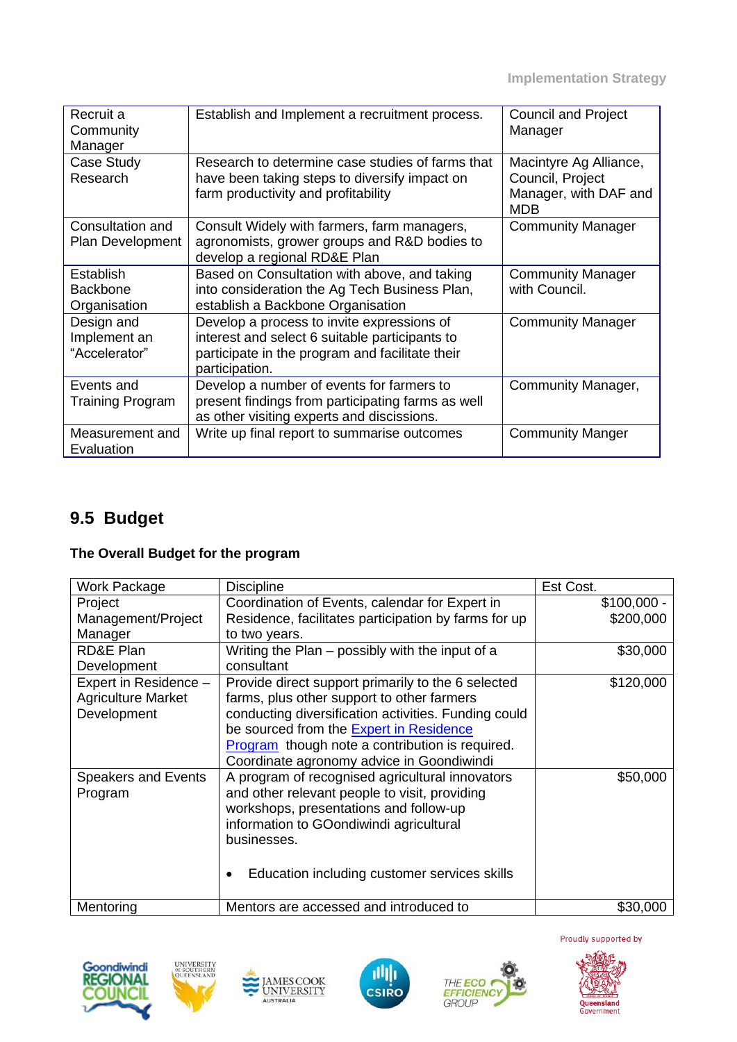| Recruit a Community Manager | Establish and Implement a recruitment process. | Council and Project Manager |
|---|---|---|
| Case Study Research | Research to determine case studies of farms that have been taking steps to diversify impact on farm productivity and profitability | Macintyre Ag Alliance, Council, Project Manager, with DAF and MDB |
| Consultation and Plan Development | Consult Widely with farmers, farm managers, agronomists, grower groups and R&D bodies to develop a regional RD&E Plan | Community Manager |
| Establish Backbone Organisation | Based on Consultation with above, and taking into consideration the Ag Tech Business Plan, establish a Backbone Organisation | Community Manager with Council. |
| Design and Implement an "Accelerator" | Develop a process to invite expressions of interest and select 6 suitable participants to participate in the program and facilitate their participation. | Community Manager |
| Events and Training Program | Develop a number of events for farmers to present findings from participating farms as well as other visiting experts and discussions. | Community Manager, |
| Measurement and Evaluation | Write up final report to summarise outcomes | Community Manger |

## 9.5 Budget

**The Overall Budget for the program**

| Work Package | Discipline | Est Cost. |
|---|---|---|
| Project Management/Project Manager | Coordination of Events, calendar for Expert in Residence, facilitates participation by farms for up to two years. | $100,000 - $200,000 |
| RD&E Plan Development | Writing the Plan – possibly with the input of a consultant | $30,000 |
| Expert in Residence – Agriculture Market Development | Provide direct support primarily to the 6 selected farms, plus other support to other farmers conducting diversification activities. Funding could be sourced from the Expert in Residence Program though note a contribution is required. Coordinate agronomy advice in Goondiwindi | $120,000 |
| Speakers and Events Program | A program of recognised agricultural innovators and other relevant people to visit, providing workshops, presentations and follow-up information to GOondiwindi agricultural businesses.<br><br>• Education including customer services skills | $50,000 |
| Mentoring | Mentors are accessed and introduced to | $30,000 |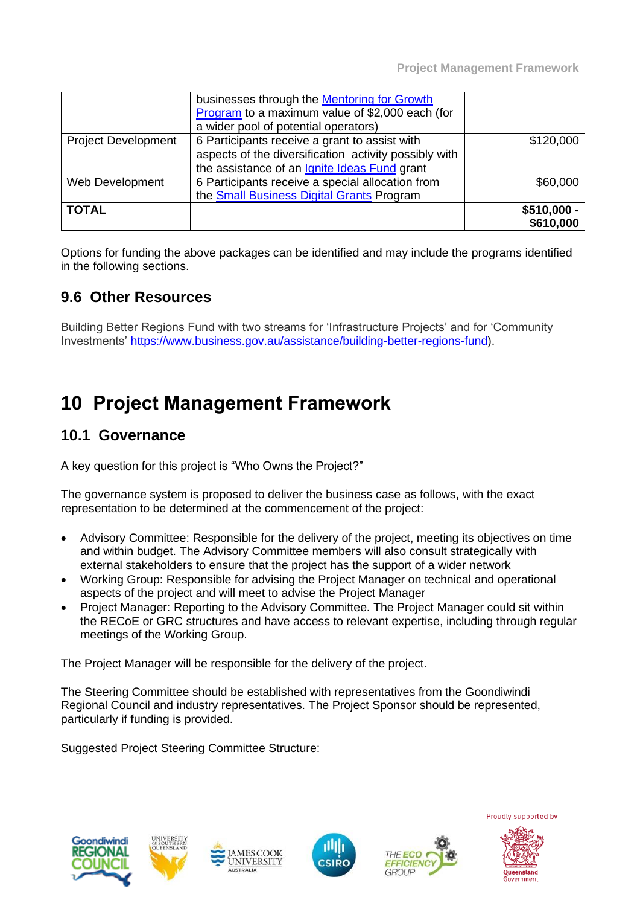|  | businesses through the Mentoring for Growth Program to a maximum value of $2,000 each (for a wider pool of potential operators) |  |
|---|---|---|
| Project Development | 6 Participants receive a grant to assist with aspects of the diversification activity possibly with the assistance of an Ignite Ideas Fund grant | $120,000 |
| Web Development | 6 Participants receive a special allocation from the Small Business Digital Grants Program | $60,000 |
| **TOTAL** |  | **$510,000 - $610,000** |

Options for funding the above packages can be identified and may include the programs identified in the following sections.

### 9.6 Other Resources

Building Better Regions Fund with two streams for 'Infrastructure Projects' and for 'Community Investments' https://www.business.gov.au/assistance/building-better-regions-fund).

# 10 Project Management Framework

## 10.1 Governance

A key question for this project is "Who Owns the Project?"

The governance system is proposed to deliver the business case as follows, with the exact representation to be determined at the commencement of the project:

- Advisory Committee: Responsible for the delivery of the project, meeting its objectives on time and within budget. The Advisory Committee members will also consult strategically with external stakeholders to ensure that the project has the support of a wider network
- Working Group: Responsible for advising the Project Manager on technical and operational aspects of the project and will meet to advise the Project Manager
- Project Manager: Reporting to the Advisory Committee. The Project Manager could sit within the RECoE or GRC structures and have access to relevant expertise, including through regular meetings of the Working Group.

The Project Manager will be responsible for the delivery of the project.

The Steering Committee should be established with representatives from the Goondiwindi Regional Council and industry representatives. The Project Sponsor should be represented, particularly if funding is provided.

Suggested Project Steering Committee Structure: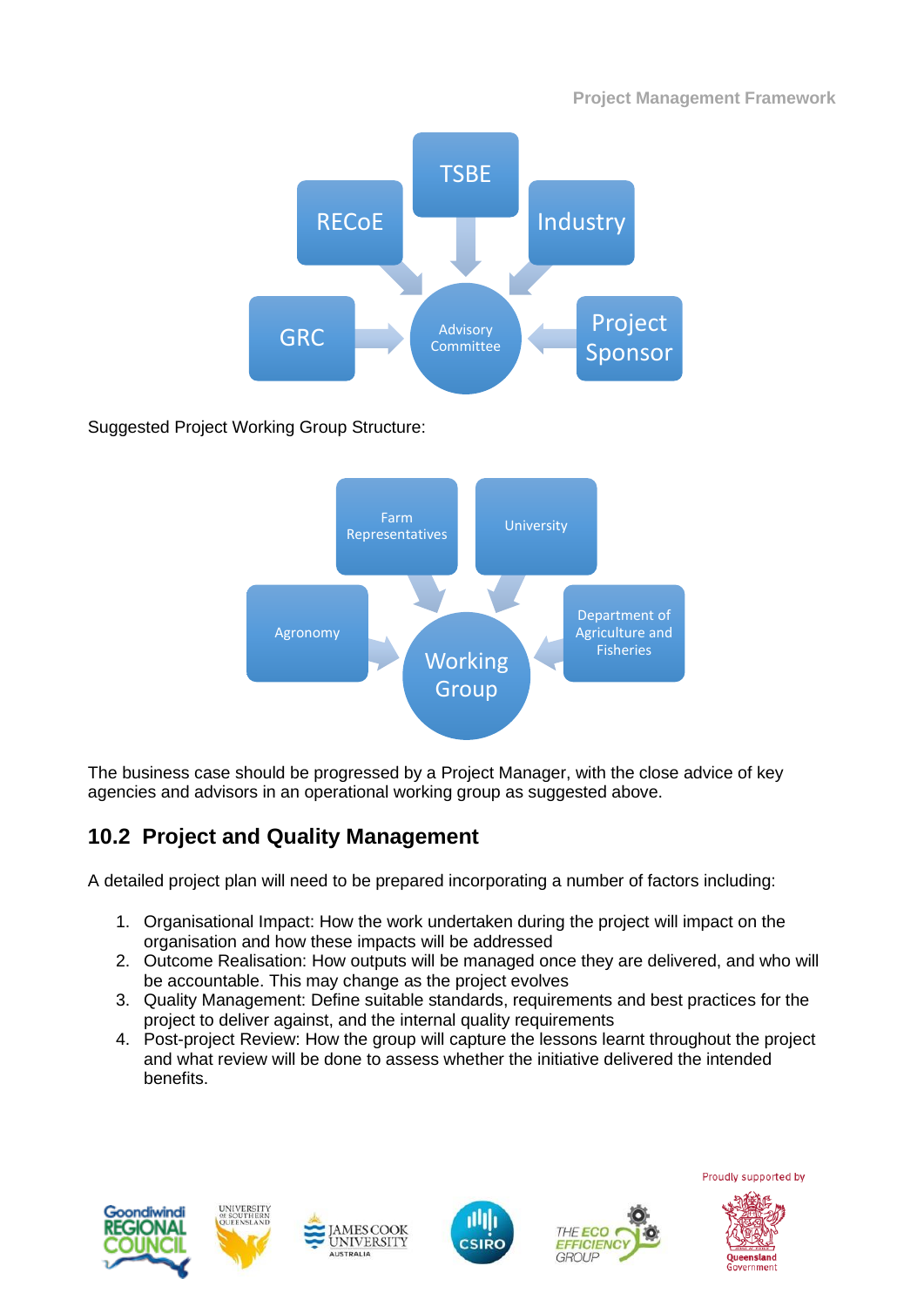Suggested Project Working Group Structure:

The business case should be progressed by a Project Manager, with the close advice of key agencies and advisors in an operational working group as suggested above.

## 10.2 Project and Quality Management

A detailed project plan will need to be prepared incorporating a number of factors including:

1. Organisational Impact: How the work undertaken during the project will impact on the organisation and how these impacts will be addressed
2. Outcome Realisation: How outputs will be managed once they are delivered, and who will be accountable. This may change as the project evolves
3. Quality Management: Define suitable standards, requirements and best practices for the project to deliver against, and the internal quality requirements
4. Post-project Review: How the group will capture the lessons learnt throughout the project and what review will be done to assess whether the initiative delivered the intended benefits.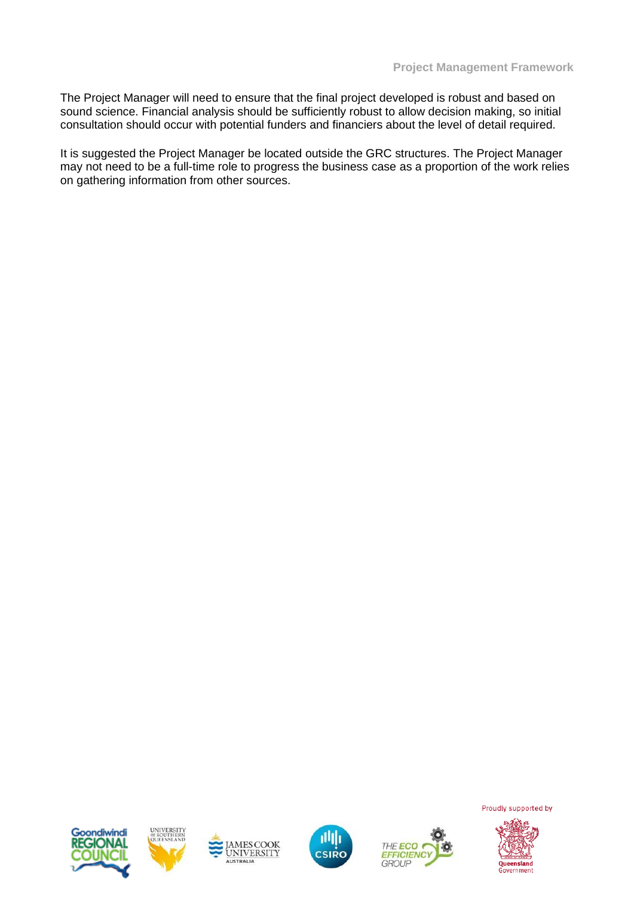The Project Manager will need to ensure that the final project developed is robust and based on sound science. Financial analysis should be sufficiently robust to allow decision making, so initial consultation should occur with potential funders and financiers about the level of detail required.

It is suggested the Project Manager be located outside the GRC structures. The Project Manager may not need to be a full-time role to progress the business case as a proportion of the work relies on gathering information from other sources.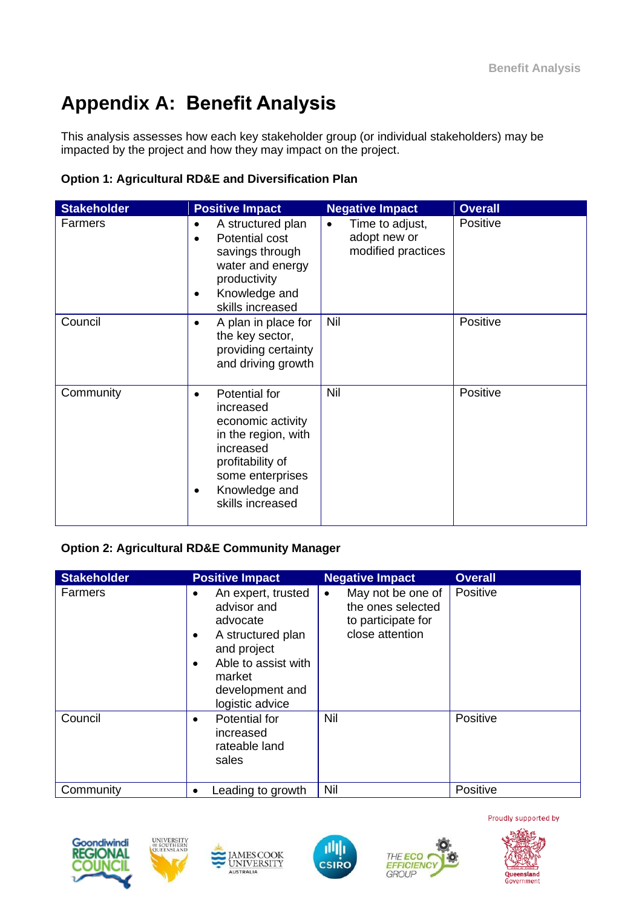# Appendix A: Benefit Analysis

This analysis assesses how each key stakeholder group (or individual stakeholders) may be impacted by the project and how they may impact on the project.

**Option 1: Agricultural RD&E and Diversification Plan**

| Stakeholder | Positive Impact | Negative Impact | Overall |
|---|---|---|---|
| Farmers | • A structured plan<br>• Potential cost savings through water and energy productivity<br>• Knowledge and skills increased | • Time to adjust, adopt new or modified practices | Positive |
| Council | • A plan in place for the key sector, providing certainty and driving growth | Nil | Positive |
| Community | • Potential for increased economic activity in the region, with increased profitability of some enterprises<br>• Knowledge and skills increased | Nil | Positive |

**Option 2: Agricultural RD&E Community Manager**

| Stakeholder | Positive Impact | Negative Impact | Overall |
|---|---|---|---|
| Farmers | • An expert, trusted advisor and advocate<br>• A structured plan and project<br>• Able to assist with market development and logistic advice | • May not be one of the ones selected to participate for close attention | Positive |
| Council | • Potential for increased rateable land sales | Nil | Positive |
| Community | • Leading to growth | Nil | Positive |

Proudly supported by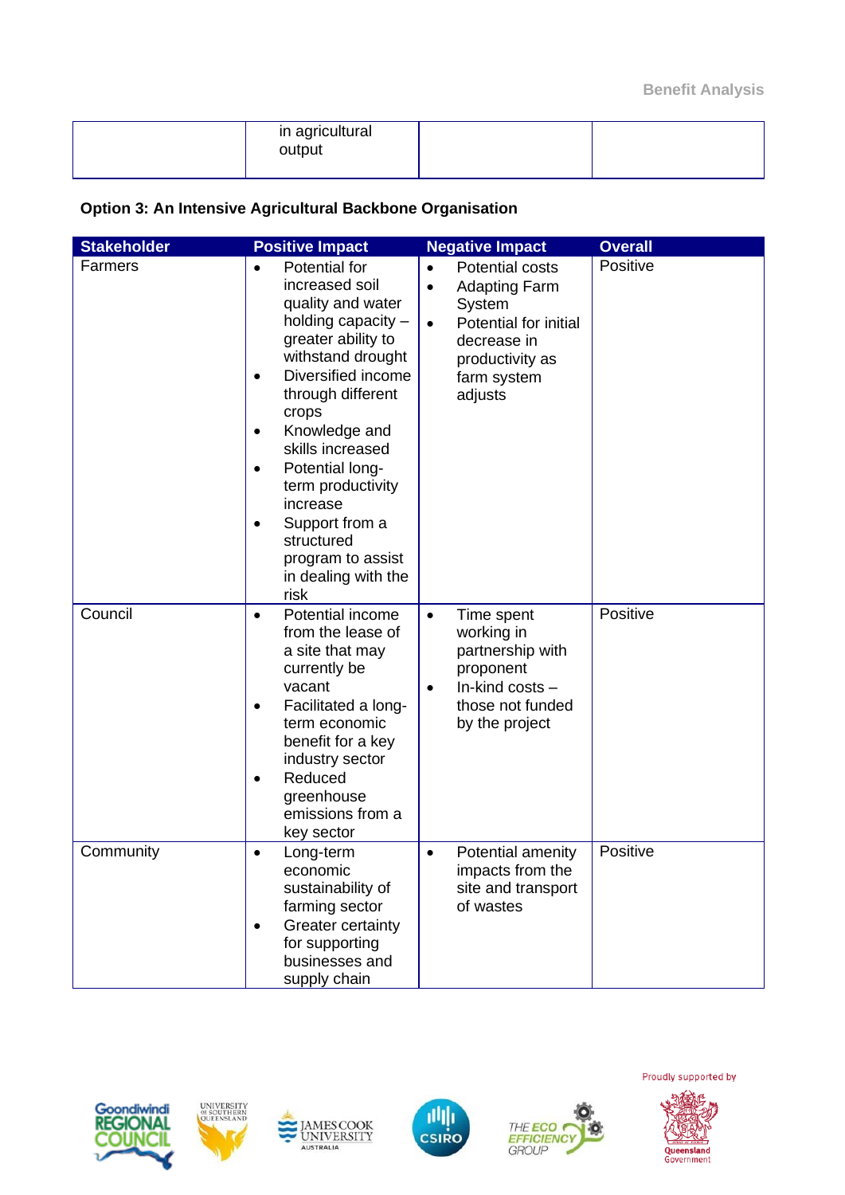| | in agricultural output | | |
|---|---|---|---|

**Option 3: An Intensive Agricultural Backbone Organisation**

| Stakeholder | Positive Impact | Negative Impact | Overall |
|---|---|---|---|
| Farmers | • Potential for increased soil quality and water holding capacity – greater ability to withstand drought<br>• Diversified income through different crops<br>• Knowledge and skills increased<br>• Potential long-term productivity increase<br>• Support from a structured program to assist in dealing with the risk | • Potential costs<br>• Adapting Farm System<br>• Potential for initial decrease in productivity as farm system adjusts | Positive |
| Council | • Potential income from the lease of a site that may currently be vacant<br>• Facilitated a long-term economic benefit for a key industry sector<br>• Reduced greenhouse emissions from a key sector | • Time spent working in partnership with proponent<br>• In-kind costs – those not funded by the project | Positive |
| Community | • Long-term economic sustainability of farming sector<br>• Greater certainty for supporting businesses and supply chain | • Potential amenity impacts from the site and transport of wastes | Positive |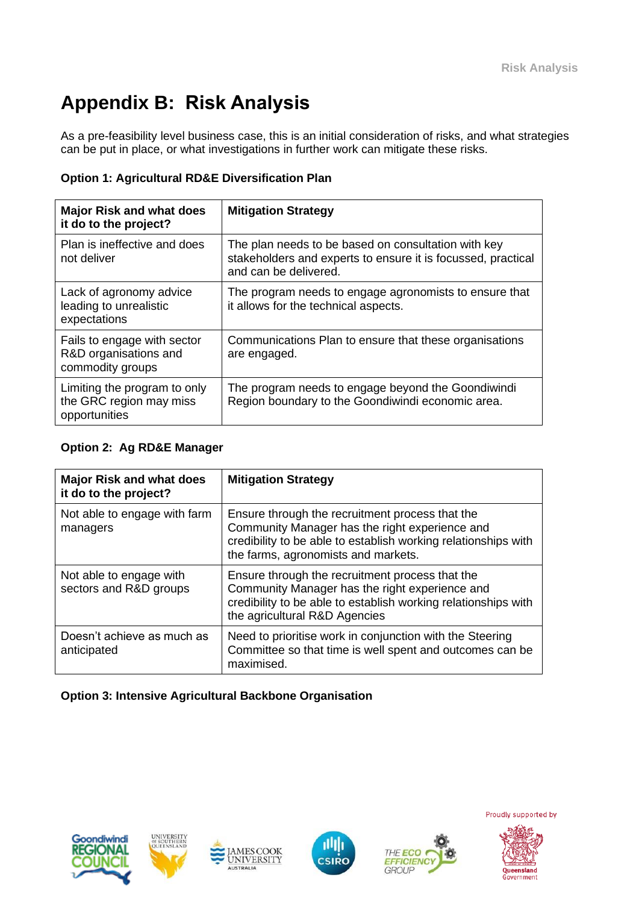# Appendix B: Risk Analysis

As a pre-feasibility level business case, this is an initial consideration of risks, and what strategies can be put in place, or what investigations in further work can mitigate these risks.

**Option 1: Agricultural RD&E Diversification Plan**

| Major Risk and what does it do to the project? | Mitigation Strategy |
|---|---|
| Plan is ineffective and does not deliver | The plan needs to be based on consultation with key stakeholders and experts to ensure it is focussed, practical and can be delivered. |
| Lack of agronomy advice leading to unrealistic expectations | The program needs to engage agronomists to ensure that it allows for the technical aspects. |
| Fails to engage with sector R&D organisations and commodity groups | Communications Plan to ensure that these organisations are engaged. |
| Limiting the program to only the GRC region may miss opportunities | The program needs to engage beyond the Goondiwindi Region boundary to the Goondiwindi economic area. |

**Option 2: Ag RD&E Manager**

| Major Risk and what does it do to the project? | Mitigation Strategy |
|---|---|
| Not able to engage with farm managers | Ensure through the recruitment process that the Community Manager has the right experience and credibility to be able to establish working relationships with the farms, agronomists and markets. |
| Not able to engage with sectors and R&D groups | Ensure through the recruitment process that the Community Manager has the right experience and credibility to be able to establish working relationships with the agricultural R&D Agencies |
| Doesn't achieve as much as anticipated | Need to prioritise work in conjunction with the Steering Committee so that time is well spent and outcomes can be maximised. |

**Option 3: Intensive Agricultural Backbone Organisation**

Proudly supported by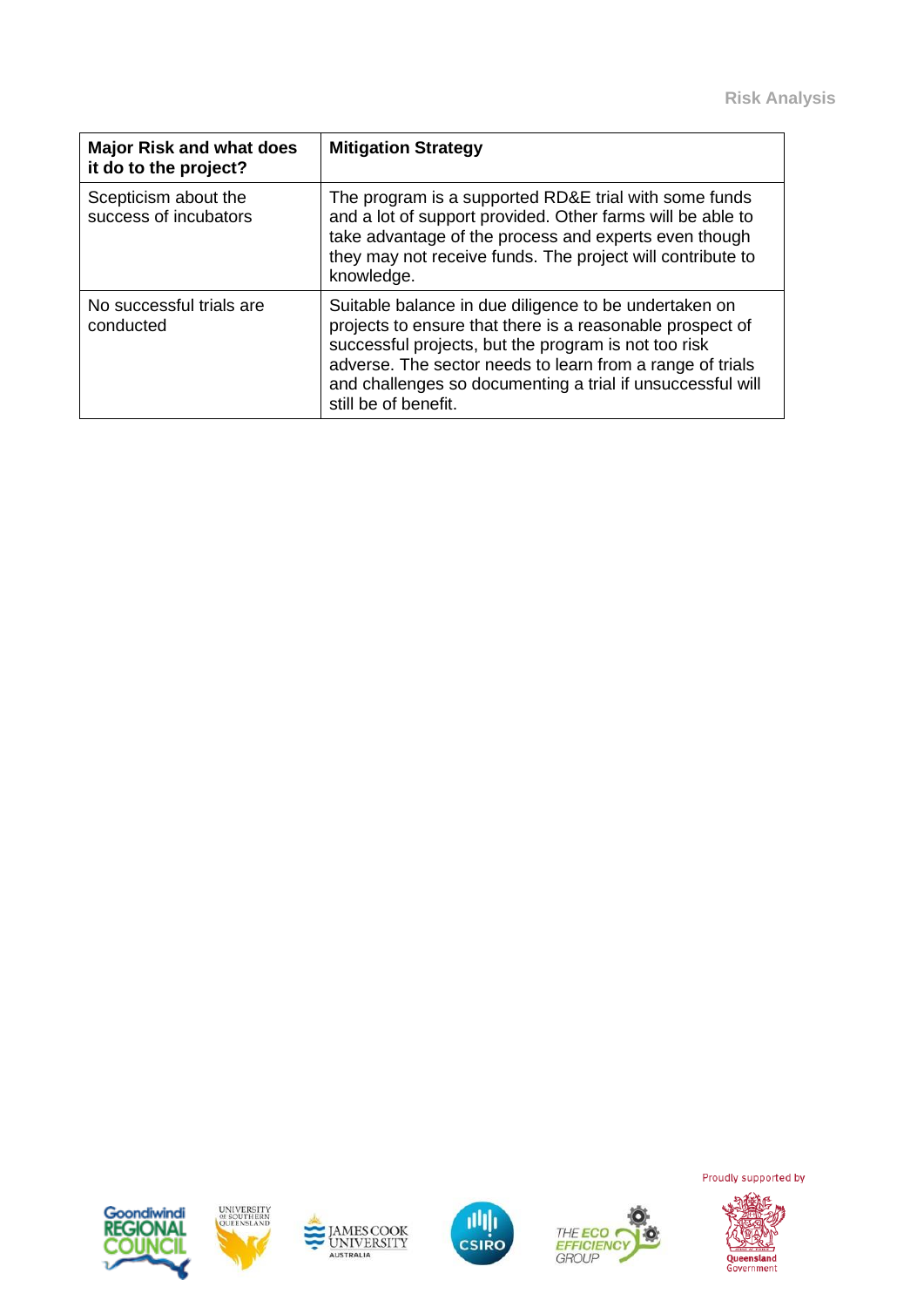| Major Risk and what does it do to the project? | Mitigation Strategy |
|---|---|
| Scepticism about the success of incubators | The program is a supported RD&E trial with some funds and a lot of support provided. Other farms will be able to take advantage of the process and experts even though they may not receive funds. The project will contribute to knowledge. |
| No successful trials are conducted | Suitable balance in due diligence to be undertaken on projects to ensure that there is a reasonable prospect of successful projects, but the program is not too risk adverse. The sector needs to learn from a range of trials and challenges so documenting a trial if unsuccessful will still be of benefit. |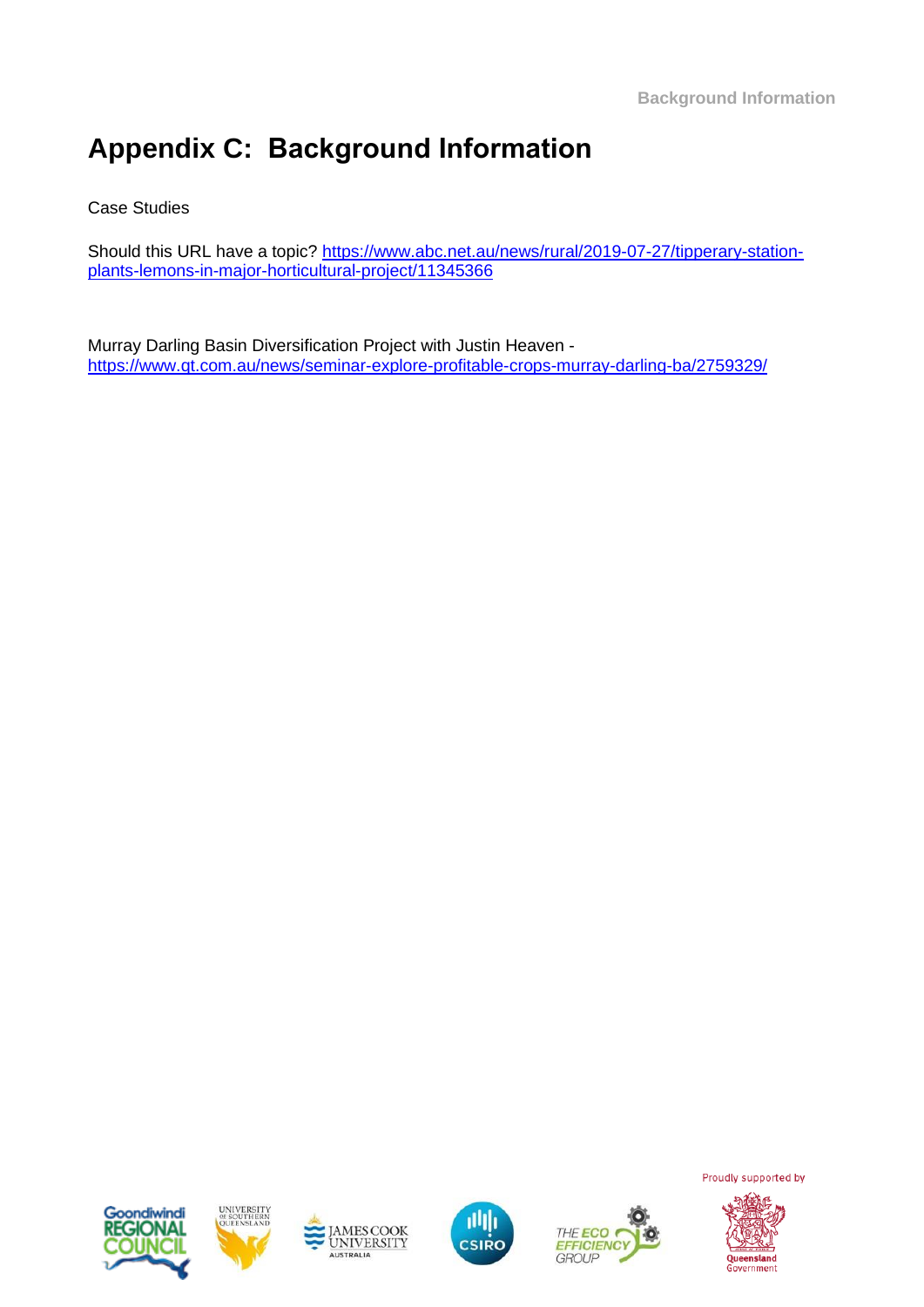# Appendix C: Background Information

Case Studies

Should this URL have a topic? https://www.abc.net.au/news/rural/2019-07-27/tipperary-station-plants-lemons-in-major-horticultural-project/11345366

Murray Darling Basin Diversification Project with Justin Heaven - https://www.qt.com.au/news/seminar-explore-profitable-crops-murray-darling-ba/2759329/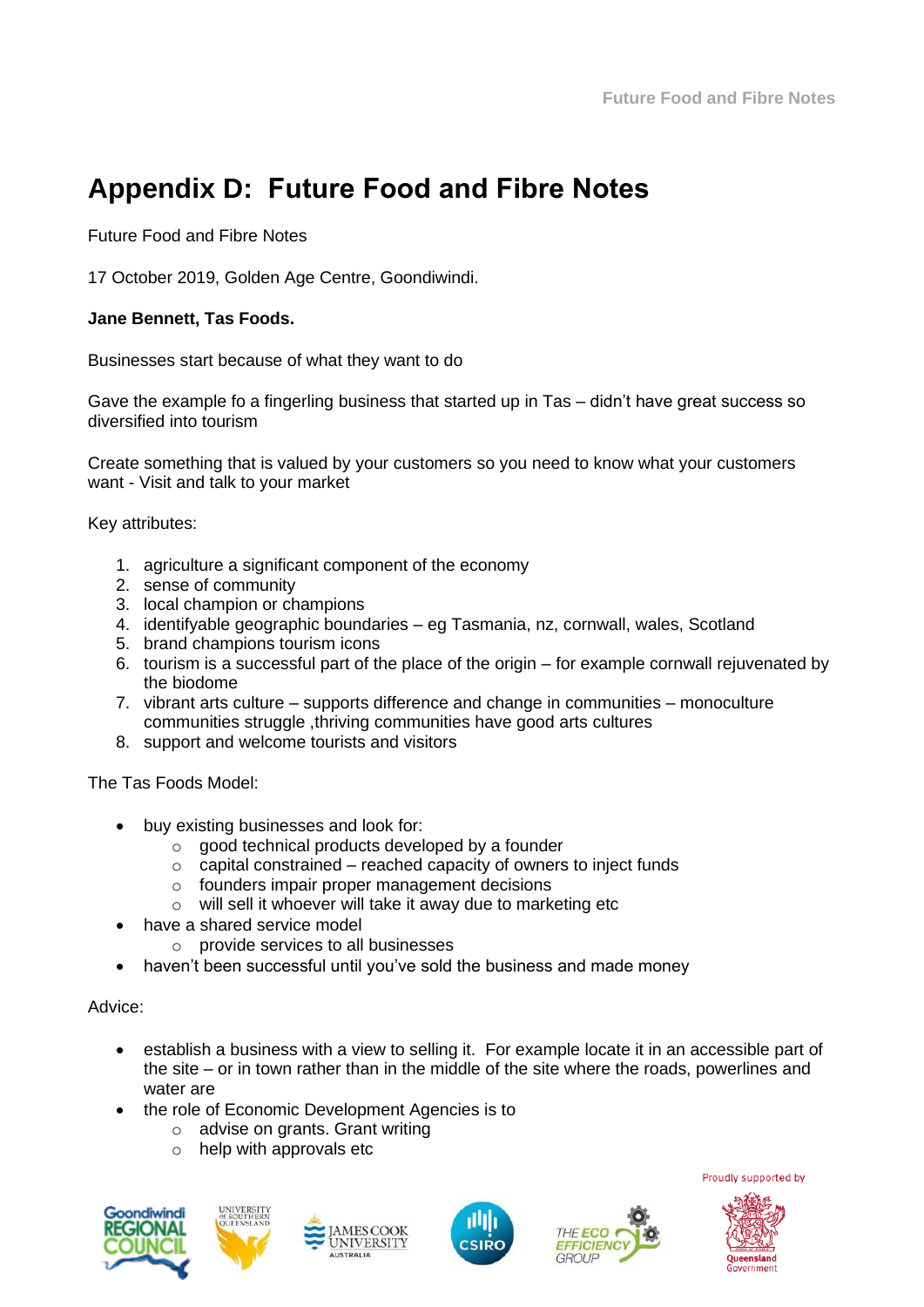# Appendix D: Future Food and Fibre Notes

Future Food and Fibre Notes

17 October 2019, Golden Age Centre, Goondiwindi.

**Jane Bennett, Tas Foods.**

Businesses start because of what they want to do

Gave the example fo a fingerling business that started up in Tas – didn't have great success so diversified into tourism

Create something that is valued by your customers so you need to know what your customers want - Visit and talk to your market

Key attributes:

1. agriculture a significant component of the economy
2. sense of community
3. local champion or champions
4. identifyable geographic boundaries – eg Tasmania, nz, cornwall, wales, Scotland
5. brand champions tourism icons
6. tourism is a successful part of the place of the origin – for example cornwall rejuvenated by the biodome
7. vibrant arts culture – supports difference and change in communities – monoculture communities struggle ,thriving communities have good arts cultures
8. support and welcome tourists and visitors

The Tas Foods Model:

- buy existing businesses and look for:
  - good technical products developed by a founder
  - capital constrained – reached capacity of owners to inject funds
  - founders impair proper management decisions
  - will sell it whoever will take it away due to marketing etc
- have a shared service model
  - provide services to all businesses
- haven't been successful until you've sold the business and made money

Advice:

- establish a business with a view to selling it. For example locate it in an accessible part of the site – or in town rather than in the middle of the site where the roads, powerlines and water are
- the role of Economic Development Agencies is to
  - advise on grants. Grant writing
  - help with approvals etc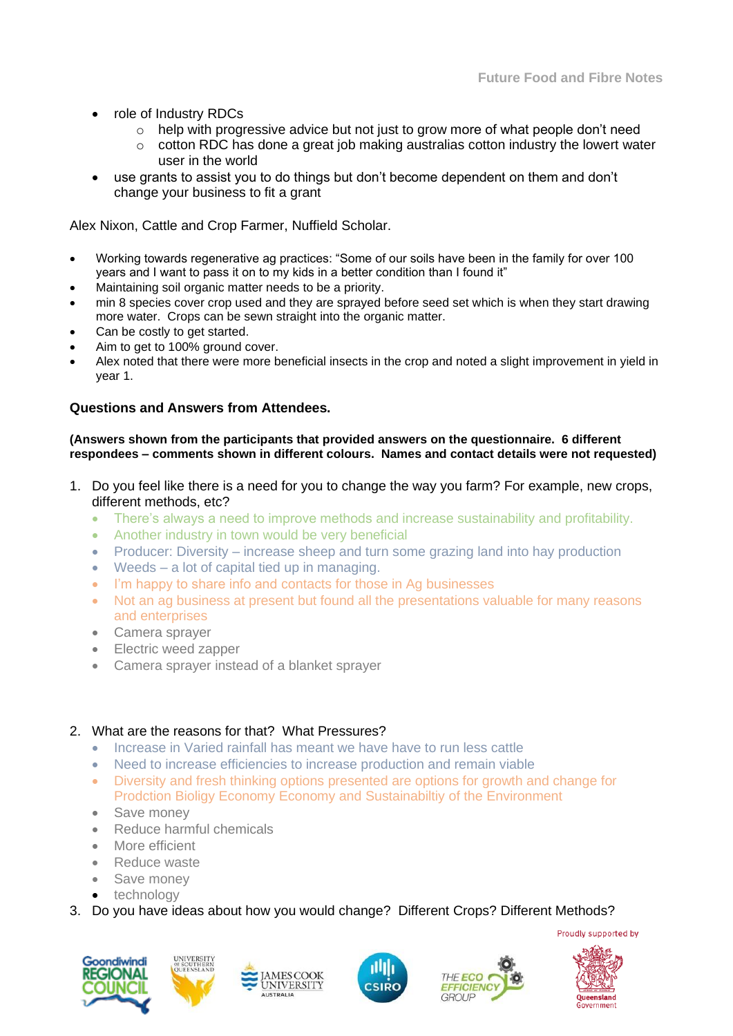- role of Industry RDCs
  - help with progressive advice but not just to grow more of what people don't need
  - cotton RDC has done a great job making australias cotton industry the lowert water user in the world
- use grants to assist you to do things but don't become dependent on them and don't change your business to fit a grant

Alex Nixon, Cattle and Crop Farmer, Nuffield Scholar.

- Working towards regenerative ag practices: "Some of our soils have been in the family for over 100 years and I want to pass it on to my kids in a better condition than I found it"
- Maintaining soil organic matter needs to be a priority.
- min 8 species cover crop used and they are sprayed before seed set which is when they start drawing more water. Crops can be sewn straight into the organic matter.
- Can be costly to get started.
- Aim to get to 100% ground cover.
- Alex noted that there were more beneficial insects in the crop and noted a slight improvement in yield in year 1.

**Questions and Answers from Attendees.**

**(Answers shown from the participants that provided answers on the questionnaire. 6 different respondees – comments shown in different colours. Names and contact details were not requested)**

1. Do you feel like there is a need for you to change the way you farm? For example, new crops, different methods, etc?
   - There's always a need to improve methods and increase sustainability and profitability.
   - Another industry in town would be very beneficial
   - Producer: Diversity – increase sheep and turn some grazing land into hay production
   - Weeds – a lot of capital tied up in managing.
   - I'm happy to share info and contacts for those in Ag businesses
   - Not an ag business at present but found all the presentations valuable for many reasons and enterprises
   - Camera sprayer
   - Electric weed zapper
   - Camera sprayer instead of a blanket sprayer

2. What are the reasons for that? What Pressures?
   - Increase in Varied rainfall has meant we have have to run less cattle
   - Need to increase efficiencies to increase production and remain viable
   - Diversity and fresh thinking options presented are options for growth and change for Prodction Bioligy Economy Economy and Sustainabiltiy of the Environment
   - Save money
   - Reduce harmful chemicals
   - More efficient
   - Reduce waste
   - Save money
   - technology

3. Do you have ideas about how you would change? Different Crops? Different Methods?

Proudly supported by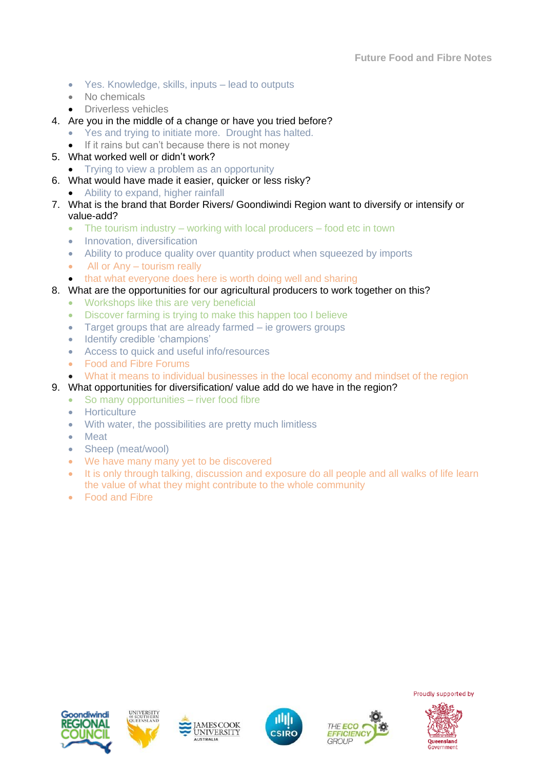- Yes. Knowledge, skills, inputs – lead to outputs
- No chemicals
- Driverless vehicles

4. Are you in the middle of a change or have you tried before?
   - Yes and trying to initiate more. Drought has halted.
   - If it rains but can't because there is not money
5. What worked well or didn't work?
   - Trying to view a problem as an opportunity
6. What would have made it easier, quicker or less risky?
   - Ability to expand, higher rainfall
7. What is the brand that Border Rivers/ Goondiwindi Region want to diversify or intensify or value-add?
   - The tourism industry – working with local producers – food etc in town
   - Innovation, diversification
   - Ability to produce quality over quantity product when squeezed by imports
   - All or Any – tourism really
   - that what everyone does here is worth doing well and sharing
8. What are the opportunities for our agricultural producers to work together on this?
   - Workshops like this are very beneficial
   - Discover farming is trying to make this happen too I believe
   - Target groups that are already farmed – ie growers groups
   - Identify credible 'champions'
   - Access to quick and useful info/resources
   - Food and Fibre Forums
   - What it means to individual businesses in the local economy and mindset of the region
9. What opportunities for diversification/ value add do we have in the region?
   - So many opportunities – river food fibre
   - Horticulture
   - With water, the possibilities are pretty much limitless
   - Meat
   - Sheep (meat/wool)
   - We have many many yet to be discovered
   - It is only through talking, discussion and exposure do all people and all walks of life learn the value of what they might contribute to the whole community
   - Food and Fibre